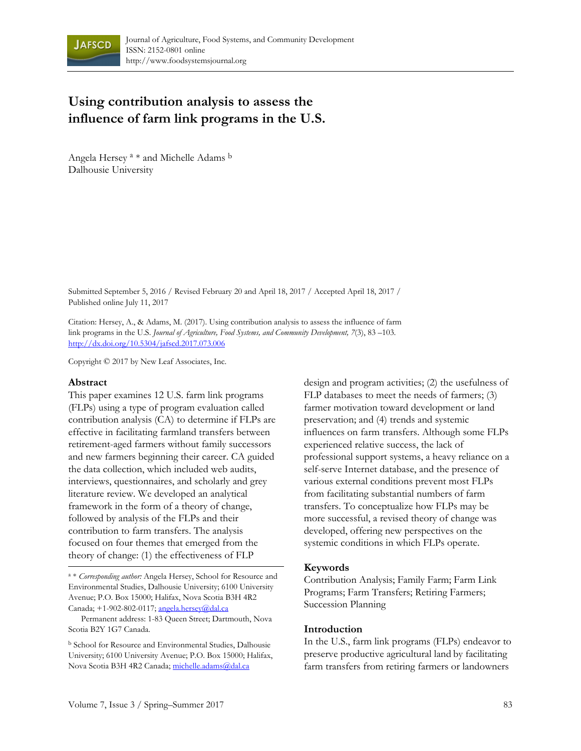# Using contribution analysis to assess the influence of farm link programs in the U.S.

Angela Hersey [a] * and Michelle Adams [b]
Dalhousie University

Submitted September 5, 2016 / Revised February 20 and April 18, 2017 / Accepted April 18, 2017 / Published online July 11, 2017

Citation: Hersey, A., & Adams, M. (2017). Using contribution analysis to assess the influence of farm link programs in the U.S. *Journal of Agriculture, Food Systems, and Community Development, 7*(3), 83 –103. http://dx.doi.org/10.5304/jafscd.2017.073.006

Copyright © 2017 by New Leaf Associates, Inc.

## Abstract

This paper examines 12 U.S. farm link programs (FLPs) using a type of program evaluation called contribution analysis (CA) to determine if FLPs are effective in facilitating farmland transfers between retirement-aged farmers without family successors and new farmers beginning their career. CA guided the data collection, which included web audits, interviews, questionnaires, and scholarly and grey literature review. We developed an analytical framework in the form of a theory of change, followed by analysis of the FLPs and their contribution to farm transfers. The analysis focused on four themes that emerged from the theory of change: (1) the effectiveness of FLP design and program activities; (2) the usefulness of FLP databases to meet the needs of farmers; (3) farmer motivation toward development or land preservation; and (4) trends and systemic influences on farm transfers. Although some FLPs experienced relative success, the lack of professional support systems, a heavy reliance on a self-serve Internet database, and the presence of various external conditions prevent most FLPs from facilitating substantial numbers of farm transfers. To conceptualize how FLPs may be more successful, a revised theory of change was developed, offering new perspectives on the systemic conditions in which FLPs operate.

[a] * *Corresponding author:* Angela Hersey, School for Resource and Environmental Studies, Dalhousie University; 6100 University Avenue; P.O. Box 15000; Halifax, Nova Scotia B3H 4R2 Canada; +1-902-802-0117; angela.hersey@dal.ca

Permanent address: 1-83 Queen Street; Dartmouth, Nova Scotia B2Y 1G7 Canada.

[b] School for Resource and Environmental Studies, Dalhousie University; 6100 University Avenue; P.O. Box 15000; Halifax, Nova Scotia B3H 4R2 Canada; michelle.adams@dal.ca

## Keywords

Contribution Analysis; Family Farm; Farm Link Programs; Farm Transfers; Retiring Farmers; Succession Planning

## Introduction

In the U.S., farm link programs (FLPs) endeavor to preserve productive agricultural land by facilitating farm transfers from retiring farmers or landowners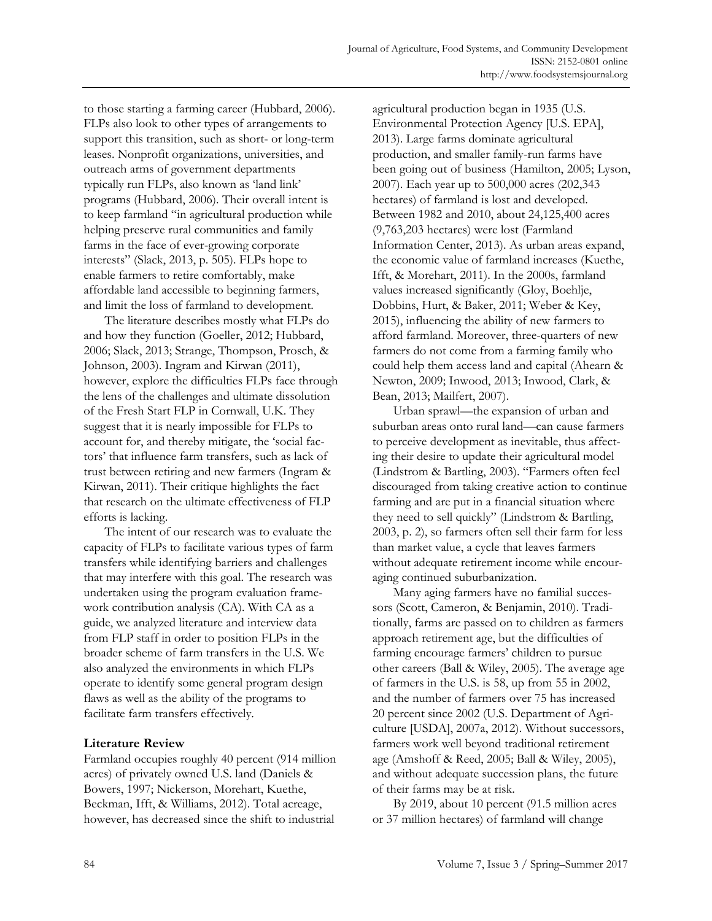to those starting a farming career (Hubbard, 2006). FLPs also look to other types of arrangements to support this transition, such as short- or long-term leases. Nonprofit organizations, universities, and outreach arms of government departments typically run FLPs, also known as 'land link' programs (Hubbard, 2006). Their overall intent is to keep farmland "in agricultural production while helping preserve rural communities and family farms in the face of ever-growing corporate interests" (Slack, 2013, p. 505). FLPs hope to enable farmers to retire comfortably, make affordable land accessible to beginning farmers, and limit the loss of farmland to development.

The literature describes mostly what FLPs do and how they function (Goeller, 2012; Hubbard, 2006; Slack, 2013; Strange, Thompson, Prosch, & Johnson, 2003). Ingram and Kirwan (2011), however, explore the difficulties FLPs face through the lens of the challenges and ultimate dissolution of the Fresh Start FLP in Cornwall, U.K. They suggest that it is nearly impossible for FLPs to account for, and thereby mitigate, the 'social factors' that influence farm transfers, such as lack of trust between retiring and new farmers (Ingram & Kirwan, 2011). Their critique highlights the fact that research on the ultimate effectiveness of FLP efforts is lacking.

The intent of our research was to evaluate the capacity of FLPs to facilitate various types of farm transfers while identifying barriers and challenges that may interfere with this goal. The research was undertaken using the program evaluation framework contribution analysis (CA). With CA as a guide, we analyzed literature and interview data from FLP staff in order to position FLPs in the broader scheme of farm transfers in the U.S. We also analyzed the environments in which FLPs operate to identify some general program design flaws as well as the ability of the programs to facilitate farm transfers effectively.

## Literature Review

Farmland occupies roughly 40 percent (914 million acres) of privately owned U.S. land (Daniels & Bowers, 1997; Nickerson, Morehart, Kuethe, Beckman, Ifft, & Williams, 2012). Total acreage, however, has decreased since the shift to industrial agricultural production began in 1935 (U.S. Environmental Protection Agency [U.S. EPA], 2013). Large farms dominate agricultural production, and smaller family-run farms have been going out of business (Hamilton, 2005; Lyson, 2007). Each year up to 500,000 acres (202,343 hectares) of farmland is lost and developed. Between 1982 and 2010, about 24,125,400 acres (9,763,203 hectares) were lost (Farmland Information Center, 2013). As urban areas expand, the economic value of farmland increases (Kuethe, Ifft, & Morehart, 2011). In the 2000s, farmland values increased significantly (Gloy, Boehlje, Dobbins, Hurt, & Baker, 2011; Weber & Key, 2015), influencing the ability of new farmers to afford farmland. Moreover, three-quarters of new farmers do not come from a farming family who could help them access land and capital (Ahearn & Newton, 2009; Inwood, 2013; Inwood, Clark, & Bean, 2013; Mailfert, 2007).

Urban sprawl—the expansion of urban and suburban areas onto rural land—can cause farmers to perceive development as inevitable, thus affecting their desire to update their agricultural model (Lindstrom & Bartling, 2003). "Farmers often feel discouraged from taking creative action to continue farming and are put in a financial situation where they need to sell quickly" (Lindstrom & Bartling, 2003, p. 2), so farmers often sell their farm for less than market value, a cycle that leaves farmers without adequate retirement income while encouraging continued suburbanization.

Many aging farmers have no familial successors (Scott, Cameron, & Benjamin, 2010). Traditionally, farms are passed on to children as farmers approach retirement age, but the difficulties of farming encourage farmers' children to pursue other careers (Ball & Wiley, 2005). The average age of farmers in the U.S. is 58, up from 55 in 2002, and the number of farmers over 75 has increased 20 percent since 2002 (U.S. Department of Agriculture [USDA], 2007a, 2012). Without successors, farmers work well beyond traditional retirement age (Amshoff & Reed, 2005; Ball & Wiley, 2005), and without adequate succession plans, the future of their farms may be at risk.

By 2019, about 10 percent (91.5 million acres or 37 million hectares) of farmland will change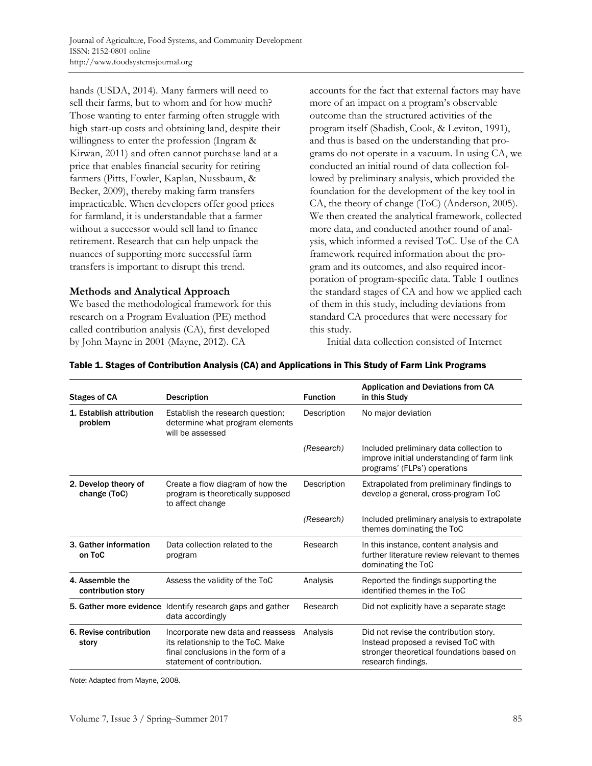hands (USDA, 2014). Many farmers will need to sell their farms, but to whom and for how much? Those wanting to enter farming often struggle with high start-up costs and obtaining land, despite their willingness to enter the profession (Ingram & Kirwan, 2011) and often cannot purchase land at a price that enables financial security for retiring farmers (Pitts, Fowler, Kaplan, Nussbaum, & Becker, 2009), thereby making farm transfers impracticable. When developers offer good prices for farmland, it is understandable that a farmer without a successor would sell land to finance retirement. Research that can help unpack the nuances of supporting more successful farm transfers is important to disrupt this trend.

## Methods and Analytical Approach

We based the methodological framework for this research on a Program Evaluation (PE) method called contribution analysis (CA), first developed by John Mayne in 2001 (Mayne, 2012). CA accounts for the fact that external factors may have more of an impact on a program's observable outcome than the structured activities of the program itself (Shadish, Cook, & Leviton, 1991), and thus is based on the understanding that programs do not operate in a vacuum. In using CA, we conducted an initial round of data collection followed by preliminary analysis, which provided the foundation for the development of the key tool in CA, the theory of change (ToC) (Anderson, 2005). We then created the analytical framework, collected more data, and conducted another round of analysis, which informed a revised ToC. Use of the CA framework required information about the program and its outcomes, and also required incorporation of program-specific data. Table 1 outlines the standard stages of CA and how we applied each of them in this study, including deviations from standard CA procedures that were necessary for this study.

Initial data collection consisted of Internet

**Table 1. Stages of Contribution Analysis (CA) and Applications in This Study of Farm Link Programs**

| Stages of CA | Description | Function | Application and Deviations from CA in this Study |
|---|---|---|---|
| **1. Establish attribution problem** | Establish the research question; determine what program elements will be assessed | Description | No major deviation |
| | | *(Research)* | Included preliminary data collection to improve initial understanding of farm link programs' (FLPs') operations |
| **2. Develop theory of change (ToC)** | Create a flow diagram of how the program is theoretically supposed to affect change | Description | Extrapolated from preliminary findings to develop a general, cross-program ToC |
| | | *(Research)* | Included preliminary analysis to extrapolate themes dominating the ToC |
| **3. Gather information on ToC** | Data collection related to the program | Research | In this instance, content analysis and further literature review relevant to themes dominating the ToC |
| **4. Assemble the contribution story** | Assess the validity of the ToC | Analysis | Reported the findings supporting the identified themes in the ToC |
| **5. Gather more evidence** | Identify research gaps and gather data accordingly | Research | Did not explicitly have a separate stage |
| **6. Revise contribution story** | Incorporate new data and reassess its relationship to the ToC. Make final conclusions in the form of a statement of contribution. | Analysis | Did not revise the contribution story. Instead proposed a revised ToC with stronger theoretical foundations based on research findings. |

*Note*: Adapted from Mayne, 2008.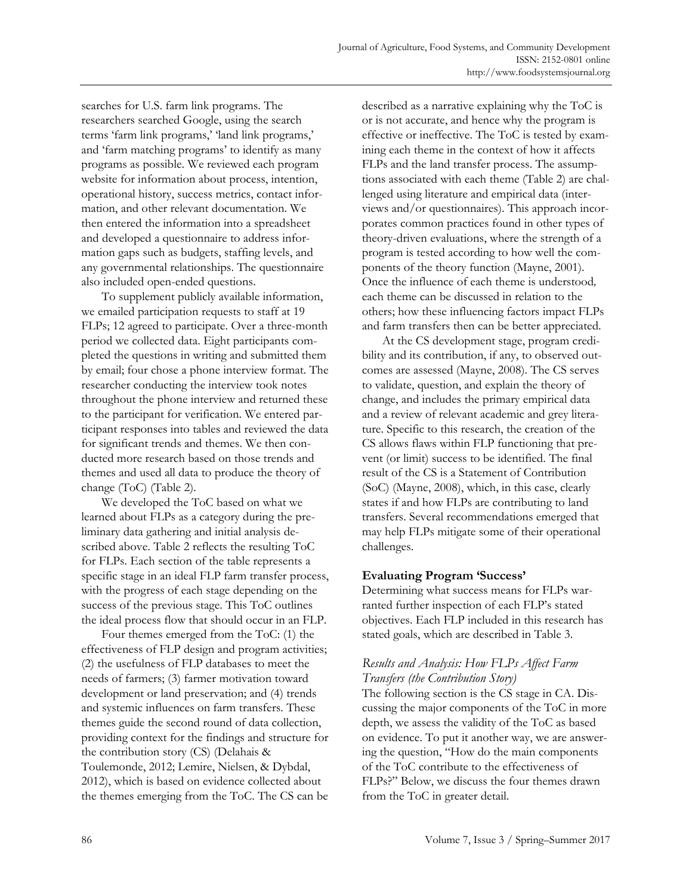searches for U.S. farm link programs. The researchers searched Google, using the search terms 'farm link programs,' 'land link programs,' and 'farm matching programs' to identify as many programs as possible. We reviewed each program website for information about process, intention, operational history, success metrics, contact information, and other relevant documentation. We then entered the information into a spreadsheet and developed a questionnaire to address information gaps such as budgets, staffing levels, and any governmental relationships. The questionnaire also included open-ended questions.

To supplement publicly available information, we emailed participation requests to staff at 19 FLPs; 12 agreed to participate. Over a three-month period we collected data. Eight participants completed the questions in writing and submitted them by email; four chose a phone interview format. The researcher conducting the interview took notes throughout the phone interview and returned these to the participant for verification. We entered participant responses into tables and reviewed the data for significant trends and themes. We then conducted more research based on those trends and themes and used all data to produce the theory of change (ToC) (Table 2).

We developed the ToC based on what we learned about FLPs as a category during the preliminary data gathering and initial analysis described above. Table 2 reflects the resulting ToC for FLPs. Each section of the table represents a specific stage in an ideal FLP farm transfer process, with the progress of each stage depending on the success of the previous stage. This ToC outlines the ideal process flow that should occur in an FLP.

Four themes emerged from the ToC: (1) the effectiveness of FLP design and program activities; (2) the usefulness of FLP databases to meet the needs of farmers; (3) farmer motivation toward development or land preservation; and (4) trends and systemic influences on farm transfers. These themes guide the second round of data collection, providing context for the findings and structure for the contribution story (CS) (Delahais & Toulemonde, 2012; Lemire, Nielsen, & Dybdal, 2012), which is based on evidence collected about the themes emerging from the ToC. The CS can be described as a narrative explaining why the ToC is or is not accurate, and hence why the program is effective or ineffective. The ToC is tested by examining each theme in the context of how it affects FLPs and the land transfer process. The assumptions associated with each theme (Table 2) are challenged using literature and empirical data (interviews and/or questionnaires). This approach incorporates common practices found in other types of theory-driven evaluations, where the strength of a program is tested according to how well the components of the theory function (Mayne, 2001). Once the influence of each theme is understood, each theme can be discussed in relation to the others; how these influencing factors impact FLPs and farm transfers then can be better appreciated.

At the CS development stage, program credibility and its contribution, if any, to observed outcomes are assessed (Mayne, 2008). The CS serves to validate, question, and explain the theory of change, and includes the primary empirical data and a review of relevant academic and grey literature. Specific to this research, the creation of the CS allows flaws within FLP functioning that prevent (or limit) success to be identified. The final result of the CS is a Statement of Contribution (SoC) (Mayne, 2008), which, in this case, clearly states if and how FLPs are contributing to land transfers. Several recommendations emerged that may help FLPs mitigate some of their operational challenges.

## Evaluating Program 'Success'

Determining what success means for FLPs warranted further inspection of each FLP's stated objectives. Each FLP included in this research has stated goals, which are described in Table 3.

### *Results and Analysis: How FLPs Affect Farm Transfers (the Contribution Story)*

The following section is the CS stage in CA. Discussing the major components of the ToC in more depth, we assess the validity of the ToC as based on evidence. To put it another way, we are answering the question, "How do the main components of the ToC contribute to the effectiveness of FLPs?" Below, we discuss the four themes drawn from the ToC in greater detail.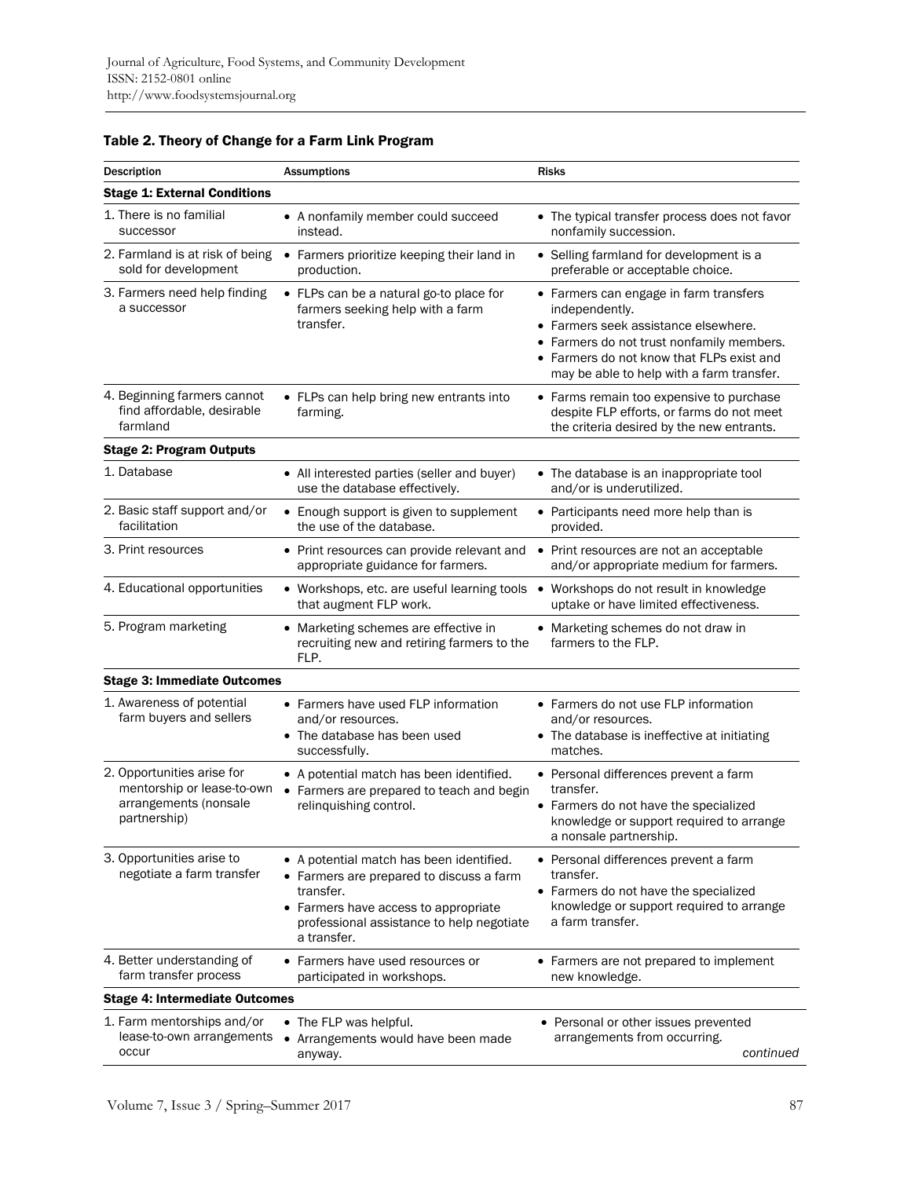**Table 2. Theory of Change for a Farm Link Program**

| Description | Assumptions | Risks |
|---|---|---|
| **Stage 1: External Conditions** | | |
| 1. There is no familial successor | • A nonfamily member could succeed instead. | • The typical transfer process does not favor nonfamily succession. |
| 2. Farmland is at risk of being sold for development | • Farmers prioritize keeping their land in production. | • Selling farmland for development is a preferable or acceptable choice. |
| 3. Farmers need help finding a successor | • FLPs can be a natural go-to place for farmers seeking help with a farm transfer. | • Farmers can engage in farm transfers independently. • Farmers seek assistance elsewhere. • Farmers do not trust nonfamily members. • Farmers do not know that FLPs exist and may be able to help with a farm transfer. |
| 4. Beginning farmers cannot find affordable, desirable farmland | • FLPs can help bring new entrants into farming. | • Farms remain too expensive to purchase despite FLP efforts, or farms do not meet the criteria desired by the new entrants. |
| **Stage 2: Program Outputs** | | |
| 1. Database | • All interested parties (seller and buyer) use the database effectively. | • The database is an inappropriate tool and/or is underutilized. |
| 2. Basic staff support and/or facilitation | • Enough support is given to supplement the use of the database. | • Participants need more help than is provided. |
| 3. Print resources | • Print resources can provide relevant and appropriate guidance for farmers. | • Print resources are not an acceptable and/or appropriate medium for farmers. |
| 4. Educational opportunities | • Workshops, etc. are useful learning tools that augment FLP work. | • Workshops do not result in knowledge uptake or have limited effectiveness. |
| 5. Program marketing | • Marketing schemes are effective in recruiting new and retiring farmers to the FLP. | • Marketing schemes do not draw in farmers to the FLP. |
| **Stage 3: Immediate Outcomes** | | |
| 1. Awareness of potential farm buyers and sellers | • Farmers have used FLP information and/or resources. • The database has been used successfully. | • Farmers do not use FLP information and/or resources. • The database is ineffective at initiating matches. |
| 2. Opportunities arise for mentorship or lease-to-own arrangements (nonsale partnership) | • A potential match has been identified. • Farmers are prepared to teach and begin relinquishing control. | • Personal differences prevent a farm transfer. • Farmers do not have the specialized knowledge or support required to arrange a nonsale partnership. |
| 3. Opportunities arise to negotiate a farm transfer | • A potential match has been identified. • Farmers are prepared to discuss a farm transfer. • Farmers have access to appropriate professional assistance to help negotiate a transfer. | • Personal differences prevent a farm transfer. • Farmers do not have the specialized knowledge or support required to arrange a farm transfer. |
| 4. Better understanding of farm transfer process | • Farmers have used resources or participated in workshops. | • Farmers are not prepared to implement new knowledge. |
| **Stage 4: Intermediate Outcomes** | | |
| 1. Farm mentorships and/or lease-to-own arrangements occur | • The FLP was helpful. • Arrangements would have been made anyway. | • Personal or other issues prevented arrangements from occurring. |

*continued*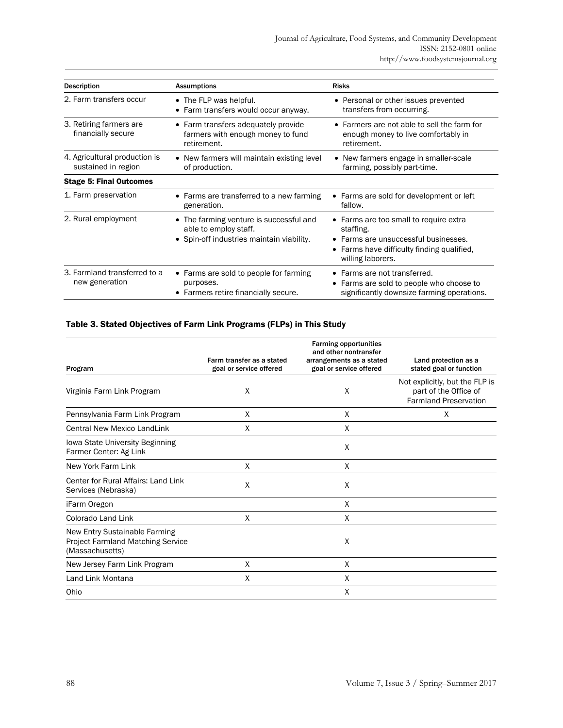| Description | Assumptions | Risks |
|---|---|---|
| 2. Farm transfers occur | • The FLP was helpful.<br>• Farm transfers would occur anyway. | • Personal or other issues prevented transfers from occurring. |
| 3. Retiring farmers are financially secure | • Farm transfers adequately provide farmers with enough money to fund retirement. | • Farmers are not able to sell the farm for enough money to live comfortably in retirement. |
| 4. Agricultural production is sustained in region | • New farmers will maintain existing level of production. | • New farmers engage in smaller-scale farming, possibly part-time. |
| **Stage 5: Final Outcomes** | | |
| 1. Farm preservation | • Farms are transferred to a new farming generation. | • Farms are sold for development or left fallow. |
| 2. Rural employment | • The farming venture is successful and able to employ staff.<br>• Spin-off industries maintain viability. | • Farms are too small to require extra staffing.<br>• Farms are unsuccessful businesses.<br>• Farms have difficulty finding qualified, willing laborers. |
| 3. Farmland transferred to a new generation | • Farms are sold to people for farming purposes.<br>• Farmers retire financially secure. | • Farms are not transferred.<br>• Farms are sold to people who choose to significantly downsize farming operations. |

### Table 3. Stated Objectives of Farm Link Programs (FLPs) in This Study

| Program | Farm transfer as a stated goal or service offered | Farming opportunities and other nontransfer arrangements as a stated goal or service offered | Land protection as a stated goal or function |
|---|---|---|---|
| Virginia Farm Link Program | X | X | Not explicitly, but the FLP is part of the Office of Farmland Preservation |
| Pennsylvania Farm Link Program | X | X | X |
| Central New Mexico LandLink | X | X | |
| Iowa State University Beginning Farmer Center: Ag Link | | X | |
| New York Farm Link | X | X | |
| Center for Rural Affairs: Land Link Services (Nebraska) | X | X | |
| iFarm Oregon | | X | |
| Colorado Land Link | X | X | |
| New Entry Sustainable Farming Project Farmland Matching Service (Massachusetts) | | X | |
| New Jersey Farm Link Program | X | X | |
| Land Link Montana | X | X | |
| Ohio | | X | |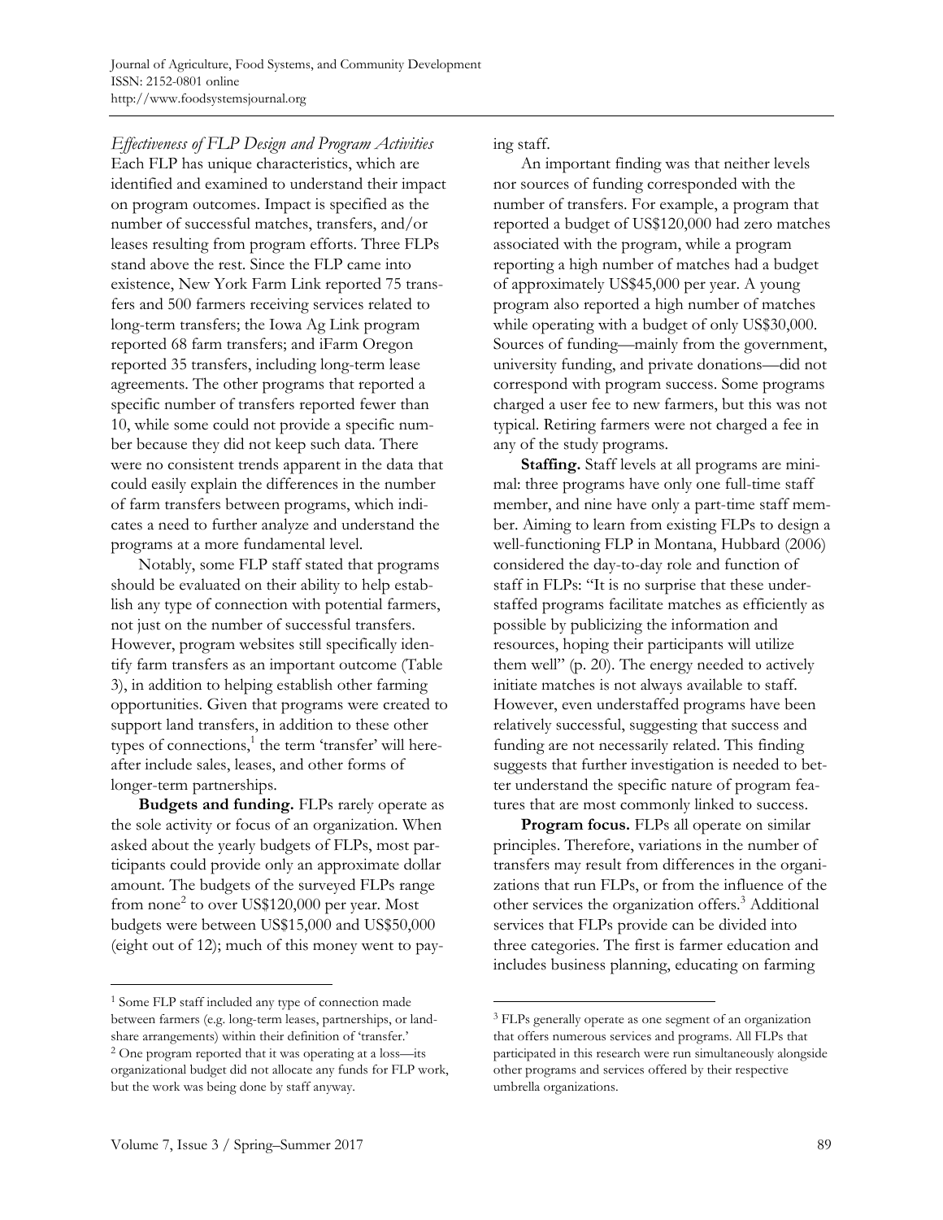*Effectiveness of FLP Design and Program Activities*

Each FLP has unique characteristics, which are identified and examined to understand their impact on program outcomes. Impact is specified as the number of successful matches, transfers, and/or leases resulting from program efforts. Three FLPs stand above the rest. Since the FLP came into existence, New York Farm Link reported 75 transfers and 500 farmers receiving services related to long-term transfers; the Iowa Ag Link program reported 68 farm transfers; and iFarm Oregon reported 35 transfers, including long-term lease agreements. The other programs that reported a specific number of transfers reported fewer than 10, while some could not provide a specific number because they did not keep such data. There were no consistent trends apparent in the data that could easily explain the differences in the number of farm transfers between programs, which indicates a need to further analyze and understand the programs at a more fundamental level.

Notably, some FLP staff stated that programs should be evaluated on their ability to help establish any type of connection with potential farmers, not just on the number of successful transfers. However, program websites still specifically identify farm transfers as an important outcome (Table 3), in addition to helping establish other farming opportunities. Given that programs were created to support land transfers, in addition to these other types of connections,[1] the term 'transfer' will hereafter include sales, leases, and other forms of longer-term partnerships.

**Budgets and funding.** FLPs rarely operate as the sole activity or focus of an organization. When asked about the yearly budgets of FLPs, most participants could provide only an approximate dollar amount. The budgets of the surveyed FLPs range from none[2] to over US$120,000 per year. Most budgets were between US$15,000 and US$50,000 (eight out of 12); much of this money went to paying staff.

An important finding was that neither levels nor sources of funding corresponded with the number of transfers. For example, a program that reported a budget of US$120,000 had zero matches associated with the program, while a program reporting a high number of matches had a budget of approximately US$45,000 per year. A young program also reported a high number of matches while operating with a budget of only US$30,000. Sources of funding—mainly from the government, university funding, and private donations—did not correspond with program success. Some programs charged a user fee to new farmers, but this was not typical. Retiring farmers were not charged a fee in any of the study programs.

**Staffing.** Staff levels at all programs are minimal: three programs have only one full-time staff member, and nine have only a part-time staff member. Aiming to learn from existing FLPs to design a well-functioning FLP in Montana, Hubbard (2006) considered the day-to-day role and function of staff in FLPs: "It is no surprise that these understaffed programs facilitate matches as efficiently as possible by publicizing the information and resources, hoping their participants will utilize them well" (p. 20). The energy needed to actively initiate matches is not always available to staff. However, even understaffed programs have been relatively successful, suggesting that success and funding are not necessarily related. This finding suggests that further investigation is needed to better understand the specific nature of program features that are most commonly linked to success.

**Program focus.** FLPs all operate on similar principles. Therefore, variations in the number of transfers may result from differences in the organizations that run FLPs, or from the influence of the other services the organization offers.[3] Additional services that FLPs provide can be divided into three categories. The first is farmer education and includes business planning, educating on farming

---

[1] Some FLP staff included any type of connection made between farmers (e.g. long-term leases, partnerships, or land-share arrangements) within their definition of 'transfer.'

[2] One program reported that it was operating at a loss—its organizational budget did not allocate any funds for FLP work, but the work was being done by staff anyway.

[3] FLPs generally operate as one segment of an organization that offers numerous services and programs. All FLPs that participated in this research were run simultaneously alongside other programs and services offered by their respective umbrella organizations.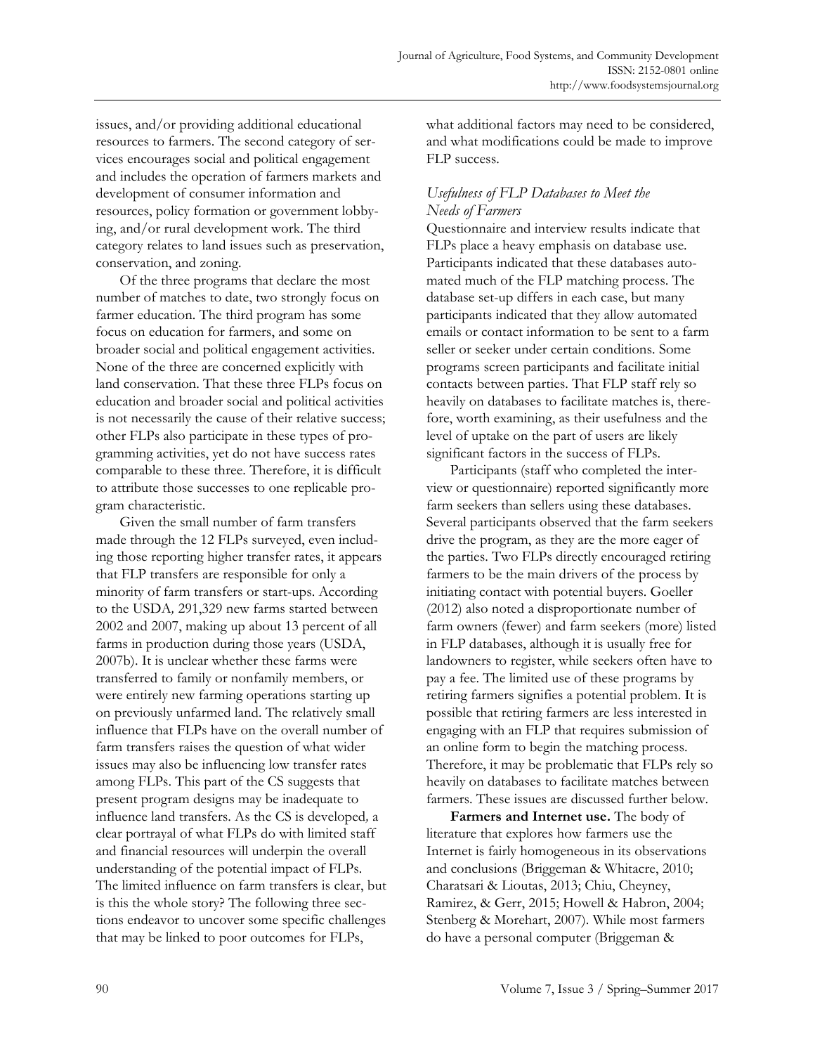issues, and/or providing additional educational resources to farmers. The second category of services encourages social and political engagement and includes the operation of farmers markets and development of consumer information and resources, policy formation or government lobbying, and/or rural development work. The third category relates to land issues such as preservation, conservation, and zoning.

Of the three programs that declare the most number of matches to date, two strongly focus on farmer education. The third program has some focus on education for farmers, and some on broader social and political engagement activities. None of the three are concerned explicitly with land conservation. That these three FLPs focus on education and broader social and political activities is not necessarily the cause of their relative success; other FLPs also participate in these types of programming activities, yet do not have success rates comparable to these three. Therefore, it is difficult to attribute those successes to one replicable program characteristic.

Given the small number of farm transfers made through the 12 FLPs surveyed, even including those reporting higher transfer rates, it appears that FLP transfers are responsible for only a minority of farm transfers or start-ups. According to the USDA*,* 291,329 new farms started between 2002 and 2007, making up about 13 percent of all farms in production during those years (USDA, 2007b). It is unclear whether these farms were transferred to family or nonfamily members, or were entirely new farming operations starting up on previously unfarmed land. The relatively small influence that FLPs have on the overall number of farm transfers raises the question of what wider issues may also be influencing low transfer rates among FLPs. This part of the CS suggests that present program designs may be inadequate to influence land transfers. As the CS is developed*,* a clear portrayal of what FLPs do with limited staff and financial resources will underpin the overall understanding of the potential impact of FLPs. The limited influence on farm transfers is clear, but is this the whole story? The following three sections endeavor to uncover some specific challenges that may be linked to poor outcomes for FLPs, what additional factors may need to be considered, and what modifications could be made to improve FLP success.

### *Usefulness of FLP Databases to Meet the Needs of Farmers*

Questionnaire and interview results indicate that FLPs place a heavy emphasis on database use. Participants indicated that these databases automated much of the FLP matching process. The database set-up differs in each case, but many participants indicated that they allow automated emails or contact information to be sent to a farm seller or seeker under certain conditions. Some programs screen participants and facilitate initial contacts between parties. That FLP staff rely so heavily on databases to facilitate matches is, therefore, worth examining, as their usefulness and the level of uptake on the part of users are likely significant factors in the success of FLPs.

Participants (staff who completed the interview or questionnaire) reported significantly more farm seekers than sellers using these databases. Several participants observed that the farm seekers drive the program, as they are the more eager of the parties. Two FLPs directly encouraged retiring farmers to be the main drivers of the process by initiating contact with potential buyers. Goeller (2012) also noted a disproportionate number of farm owners (fewer) and farm seekers (more) listed in FLP databases, although it is usually free for landowners to register, while seekers often have to pay a fee. The limited use of these programs by retiring farmers signifies a potential problem. It is possible that retiring farmers are less interested in engaging with an FLP that requires submission of an online form to begin the matching process. Therefore, it may be problematic that FLPs rely so heavily on databases to facilitate matches between farmers. These issues are discussed further below.

**Farmers and Internet use.** The body of literature that explores how farmers use the Internet is fairly homogeneous in its observations and conclusions (Briggeman & Whitacre, 2010; Charatsari & Lioutas, 2013; Chiu, Cheyney, Ramirez, & Gerr, 2015; Howell & Habron, 2004; Stenberg & Morehart, 2007). While most farmers do have a personal computer (Briggeman &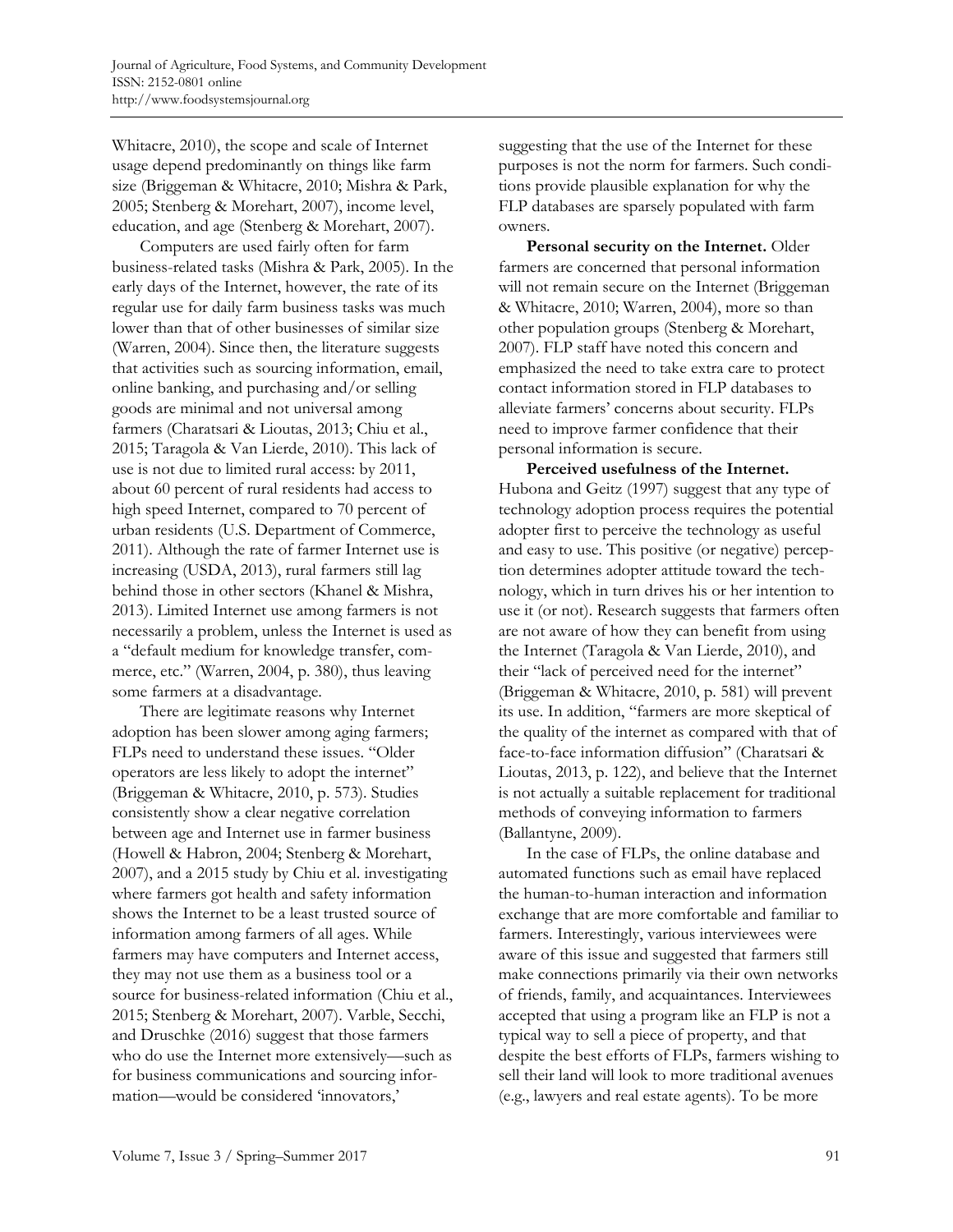Whitacre, 2010), the scope and scale of Internet usage depend predominantly on things like farm size (Briggeman & Whitacre, 2010; Mishra & Park, 2005; Stenberg & Morehart, 2007), income level, education, and age (Stenberg & Morehart, 2007).

Computers are used fairly often for farm business-related tasks (Mishra & Park, 2005). In the early days of the Internet, however, the rate of its regular use for daily farm business tasks was much lower than that of other businesses of similar size (Warren, 2004). Since then, the literature suggests that activities such as sourcing information, email, online banking, and purchasing and/or selling goods are minimal and not universal among farmers (Charatsari & Lioutas, 2013; Chiu et al., 2015; Taragola & Van Lierde, 2010). This lack of use is not due to limited rural access: by 2011, about 60 percent of rural residents had access to high speed Internet, compared to 70 percent of urban residents (U.S. Department of Commerce, 2011). Although the rate of farmer Internet use is increasing (USDA, 2013), rural farmers still lag behind those in other sectors (Khanel & Mishra, 2013). Limited Internet use among farmers is not necessarily a problem, unless the Internet is used as a "default medium for knowledge transfer, commerce, etc." (Warren, 2004, p. 380), thus leaving some farmers at a disadvantage.

There are legitimate reasons why Internet adoption has been slower among aging farmers; FLPs need to understand these issues. "Older operators are less likely to adopt the internet" (Briggeman & Whitacre, 2010, p. 573). Studies consistently show a clear negative correlation between age and Internet use in farmer business (Howell & Habron, 2004; Stenberg & Morehart, 2007), and a 2015 study by Chiu et al. investigating where farmers got health and safety information shows the Internet to be a least trusted source of information among farmers of all ages. While farmers may have computers and Internet access, they may not use them as a business tool or a source for business-related information (Chiu et al., 2015; Stenberg & Morehart, 2007). Varble, Secchi, and Druschke (2016) suggest that those farmers who do use the Internet more extensively—such as for business communications and sourcing information—would be considered 'innovators,' suggesting that the use of the Internet for these purposes is not the norm for farmers. Such conditions provide plausible explanation for why the FLP databases are sparsely populated with farm owners.

**Personal security on the Internet.** Older farmers are concerned that personal information will not remain secure on the Internet (Briggeman & Whitacre, 2010; Warren, 2004), more so than other population groups (Stenberg & Morehart, 2007). FLP staff have noted this concern and emphasized the need to take extra care to protect contact information stored in FLP databases to alleviate farmers' concerns about security. FLPs need to improve farmer confidence that their personal information is secure.

**Perceived usefulness of the Internet.** Hubona and Geitz (1997) suggest that any type of technology adoption process requires the potential adopter first to perceive the technology as useful and easy to use. This positive (or negative) perception determines adopter attitude toward the technology, which in turn drives his or her intention to use it (or not). Research suggests that farmers often are not aware of how they can benefit from using the Internet (Taragola & Van Lierde, 2010), and their "lack of perceived need for the internet" (Briggeman & Whitacre, 2010, p. 581) will prevent its use. In addition, "farmers are more skeptical of the quality of the internet as compared with that of face-to-face information diffusion" (Charatsari & Lioutas, 2013, p. 122), and believe that the Internet is not actually a suitable replacement for traditional methods of conveying information to farmers (Ballantyne, 2009).

In the case of FLPs, the online database and automated functions such as email have replaced the human-to-human interaction and information exchange that are more comfortable and familiar to farmers. Interestingly, various interviewees were aware of this issue and suggested that farmers still make connections primarily via their own networks of friends, family, and acquaintances. Interviewees accepted that using a program like an FLP is not a typical way to sell a piece of property, and that despite the best efforts of FLPs, farmers wishing to sell their land will look to more traditional avenues (e.g., lawyers and real estate agents). To be more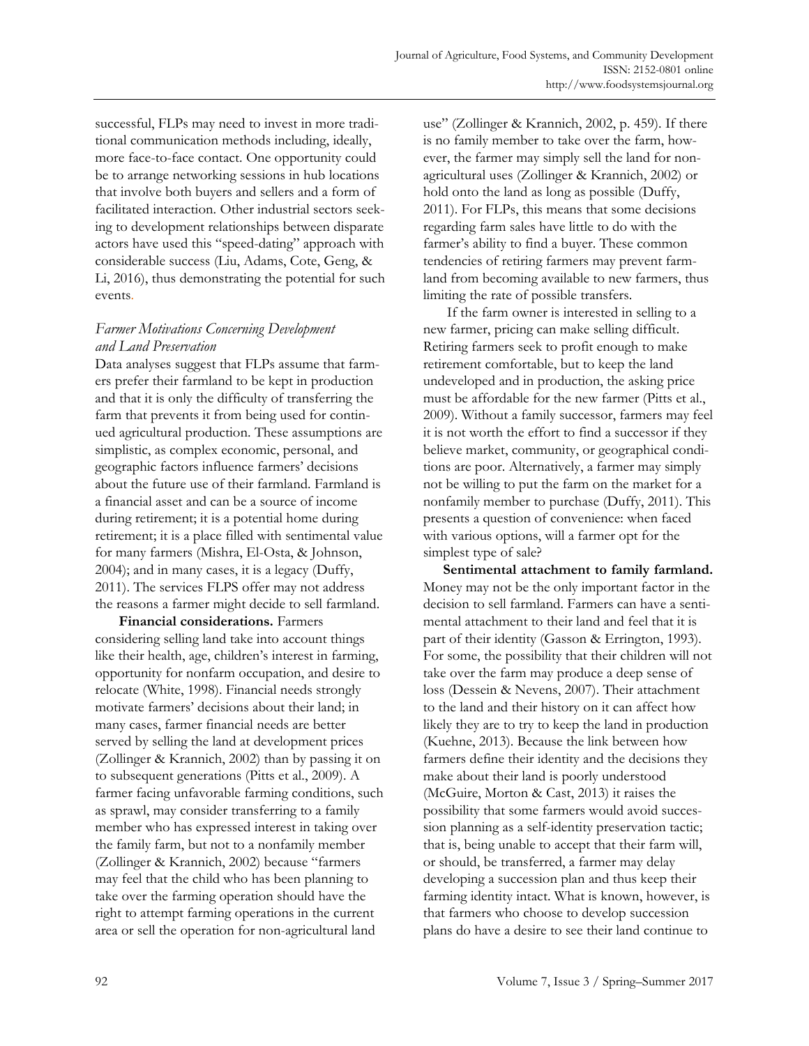successful, FLPs may need to invest in more traditional communication methods including, ideally, more face-to-face contact. One opportunity could be to arrange networking sessions in hub locations that involve both buyers and sellers and a form of facilitated interaction. Other industrial sectors seeking to development relationships between disparate actors have used this "speed-dating" approach with considerable success (Liu, Adams, Cote, Geng, & Li, 2016), thus demonstrating the potential for such events.

### *Farmer Motivations Concerning Development and Land Preservation*

Data analyses suggest that FLPs assume that farmers prefer their farmland to be kept in production and that it is only the difficulty of transferring the farm that prevents it from being used for continued agricultural production. These assumptions are simplistic, as complex economic, personal, and geographic factors influence farmers' decisions about the future use of their farmland. Farmland is a financial asset and can be a source of income during retirement; it is a potential home during retirement; it is a place filled with sentimental value for many farmers (Mishra, El-Osta, & Johnson, 2004); and in many cases, it is a legacy (Duffy, 2011). The services FLPS offer may not address the reasons a farmer might decide to sell farmland.

**Financial considerations.** Farmers considering selling land take into account things like their health, age, children's interest in farming, opportunity for nonfarm occupation, and desire to relocate (White, 1998). Financial needs strongly motivate farmers' decisions about their land; in many cases, farmer financial needs are better served by selling the land at development prices (Zollinger & Krannich, 2002) than by passing it on to subsequent generations (Pitts et al., 2009). A farmer facing unfavorable farming conditions, such as sprawl, may consider transferring to a family member who has expressed interest in taking over the family farm, but not to a nonfamily member (Zollinger & Krannich, 2002) because "farmers may feel that the child who has been planning to take over the farming operation should have the right to attempt farming operations in the current area or sell the operation for non-agricultural land use" (Zollinger & Krannich, 2002, p. 459). If there is no family member to take over the farm, however, the farmer may simply sell the land for non-agricultural uses (Zollinger & Krannich, 2002) or hold onto the land as long as possible (Duffy, 2011). For FLPs, this means that some decisions regarding farm sales have little to do with the farmer's ability to find a buyer. These common tendencies of retiring farmers may prevent farmland from becoming available to new farmers, thus limiting the rate of possible transfers.

If the farm owner is interested in selling to a new farmer, pricing can make selling difficult. Retiring farmers seek to profit enough to make retirement comfortable, but to keep the land undeveloped and in production, the asking price must be affordable for the new farmer (Pitts et al., 2009). Without a family successor, farmers may feel it is not worth the effort to find a successor if they believe market, community, or geographical conditions are poor. Alternatively, a farmer may simply not be willing to put the farm on the market for a nonfamily member to purchase (Duffy, 2011). This presents a question of convenience: when faced with various options, will a farmer opt for the simplest type of sale?

**Sentimental attachment to family farmland.** Money may not be the only important factor in the decision to sell farmland. Farmers can have a sentimental attachment to their land and feel that it is part of their identity (Gasson & Errington, 1993). For some, the possibility that their children will not take over the farm may produce a deep sense of loss (Dessein & Nevens, 2007). Their attachment to the land and their history on it can affect how likely they are to try to keep the land in production (Kuehne, 2013). Because the link between how farmers define their identity and the decisions they make about their land is poorly understood (McGuire, Morton & Cast, 2013) it raises the possibility that some farmers would avoid succession planning as a self-identity preservation tactic; that is, being unable to accept that their farm will, or should, be transferred, a farmer may delay developing a succession plan and thus keep their farming identity intact. What is known, however, is that farmers who choose to develop succession plans do have a desire to see their land continue to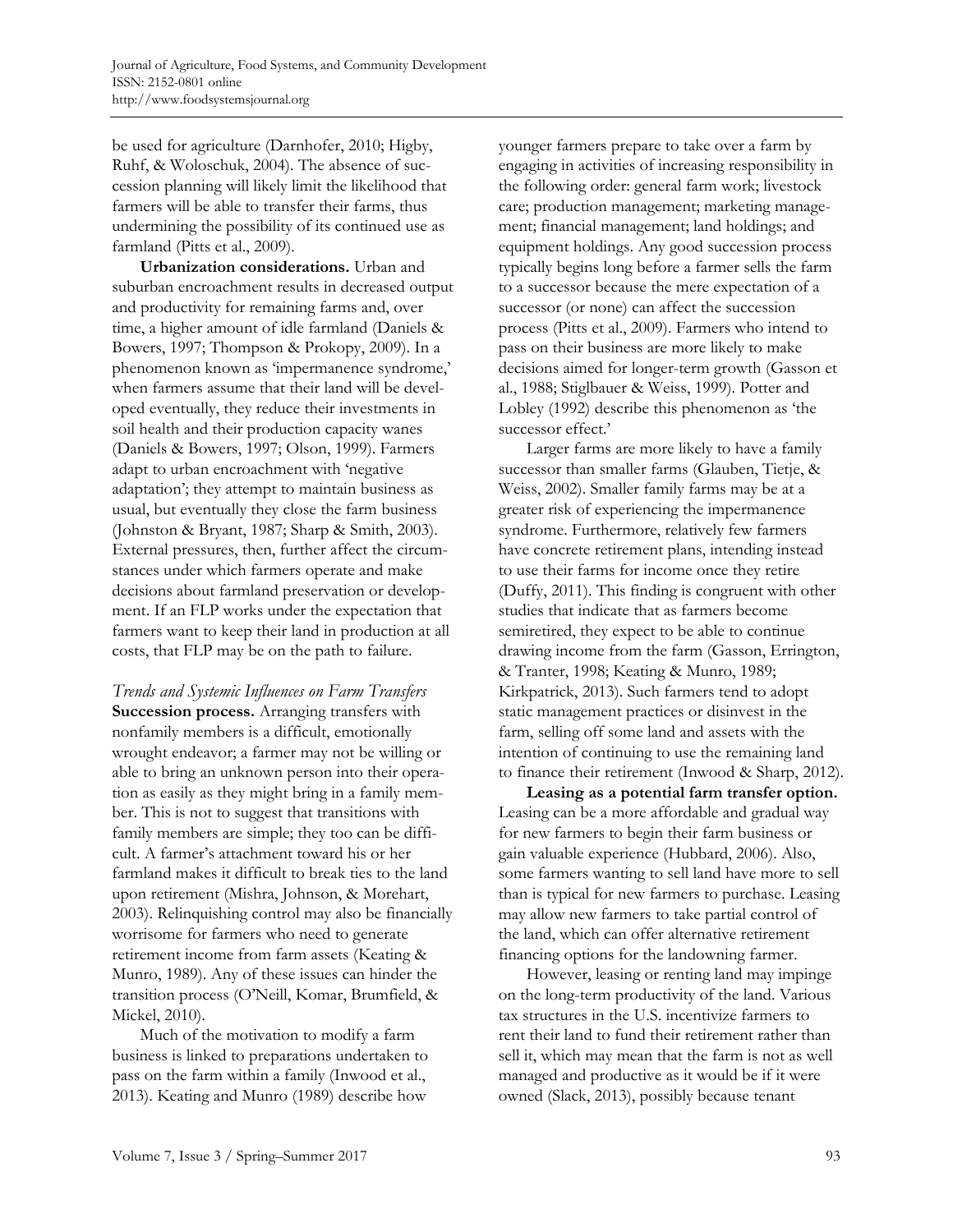be used for agriculture (Darnhofer, 2010; Higby, Ruhf, & Woloschuk, 2004). The absence of succession planning will likely limit the likelihood that farmers will be able to transfer their farms, thus undermining the possibility of its continued use as farmland (Pitts et al., 2009).

**Urbanization considerations.** Urban and suburban encroachment results in decreased output and productivity for remaining farms and, over time, a higher amount of idle farmland (Daniels & Bowers, 1997; Thompson & Prokopy, 2009). In a phenomenon known as 'impermanence syndrome,' when farmers assume that their land will be developed eventually, they reduce their investments in soil health and their production capacity wanes (Daniels & Bowers, 1997; Olson, 1999). Farmers adapt to urban encroachment with 'negative adaptation'; they attempt to maintain business as usual, but eventually they close the farm business (Johnston & Bryant, 1987; Sharp & Smith, 2003). External pressures, then, further affect the circumstances under which farmers operate and make decisions about farmland preservation or development. If an FLP works under the expectation that farmers want to keep their land in production at all costs, that FLP may be on the path to failure.

### *Trends and Systemic Influences on Farm Transfers*

**Succession process.** Arranging transfers with nonfamily members is a difficult, emotionally wrought endeavor; a farmer may not be willing or able to bring an unknown person into their operation as easily as they might bring in a family member. This is not to suggest that transitions with family members are simple; they too can be difficult. A farmer's attachment toward his or her farmland makes it difficult to break ties to the land upon retirement (Mishra, Johnson, & Morehart, 2003). Relinquishing control may also be financially worrisome for farmers who need to generate retirement income from farm assets (Keating & Munro, 1989). Any of these issues can hinder the transition process (O'Neill, Komar, Brumfield, & Mickel, 2010).

Much of the motivation to modify a farm business is linked to preparations undertaken to pass on the farm within a family (Inwood et al., 2013). Keating and Munro (1989) describe how younger farmers prepare to take over a farm by engaging in activities of increasing responsibility in the following order: general farm work; livestock care; production management; marketing management; financial management; land holdings; and equipment holdings. Any good succession process typically begins long before a farmer sells the farm to a successor because the mere expectation of a successor (or none) can affect the succession process (Pitts et al., 2009). Farmers who intend to pass on their business are more likely to make decisions aimed for longer-term growth (Gasson et al., 1988; Stiglbauer & Weiss, 1999). Potter and Lobley (1992) describe this phenomenon as 'the successor effect.'

Larger farms are more likely to have a family successor than smaller farms (Glauben, Tietje, & Weiss, 2002). Smaller family farms may be at a greater risk of experiencing the impermanence syndrome. Furthermore, relatively few farmers have concrete retirement plans, intending instead to use their farms for income once they retire (Duffy, 2011). This finding is congruent with other studies that indicate that as farmers become semiretired, they expect to be able to continue drawing income from the farm (Gasson, Errington, & Tranter, 1998; Keating & Munro, 1989; Kirkpatrick, 2013). Such farmers tend to adopt static management practices or disinvest in the farm, selling off some land and assets with the intention of continuing to use the remaining land to finance their retirement (Inwood & Sharp, 2012).

**Leasing as a potential farm transfer option.** Leasing can be a more affordable and gradual way for new farmers to begin their farm business or gain valuable experience (Hubbard, 2006). Also, some farmers wanting to sell land have more to sell than is typical for new farmers to purchase. Leasing may allow new farmers to take partial control of the land, which can offer alternative retirement financing options for the landowning farmer.

However, leasing or renting land may impinge on the long-term productivity of the land. Various tax structures in the U.S. incentivize farmers to rent their land to fund their retirement rather than sell it, which may mean that the farm is not as well managed and productive as it would be if it were owned (Slack, 2013), possibly because tenant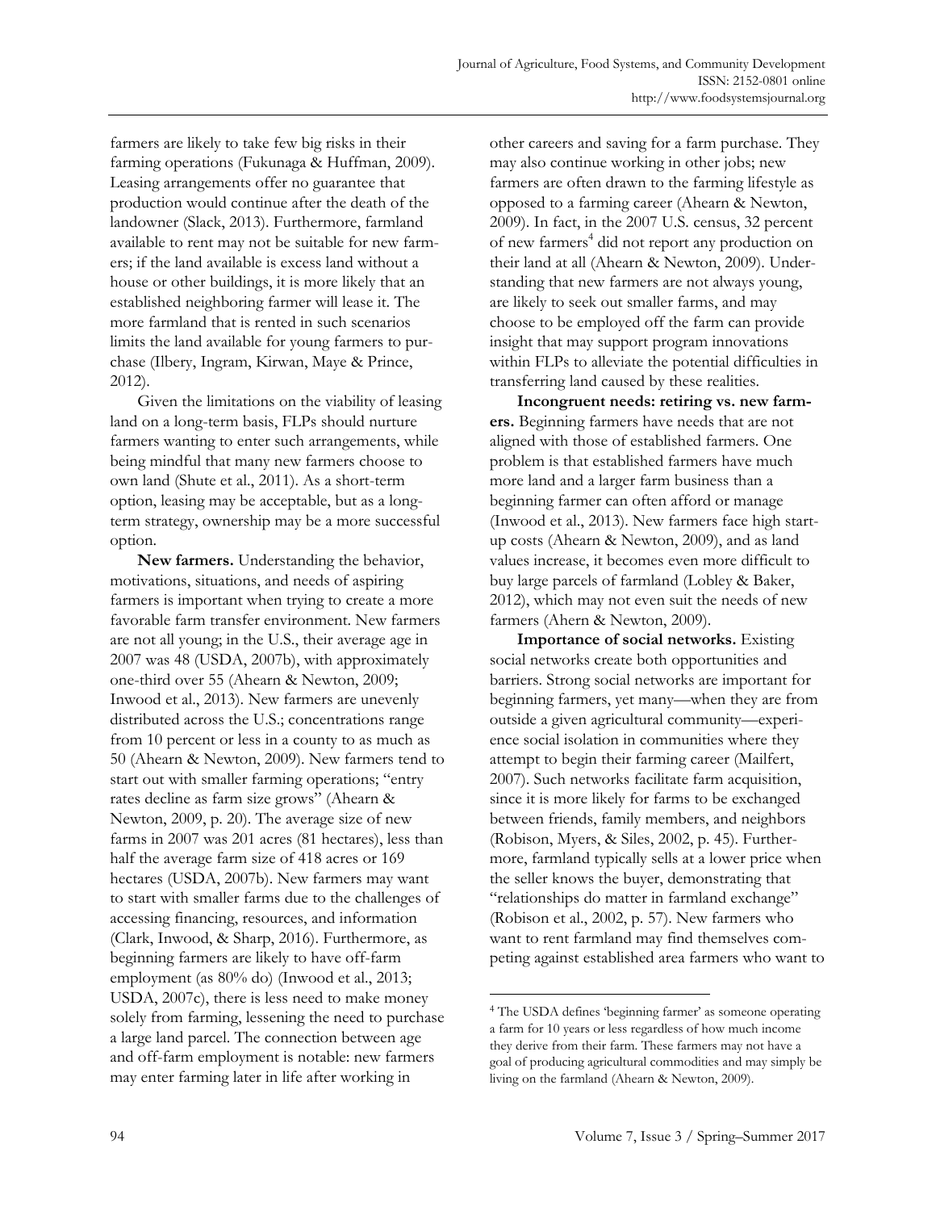farmers are likely to take few big risks in their farming operations (Fukunaga & Huffman, 2009). Leasing arrangements offer no guarantee that production would continue after the death of the landowner (Slack, 2013). Furthermore, farmland available to rent may not be suitable for new farmers; if the land available is excess land without a house or other buildings, it is more likely that an established neighboring farmer will lease it. The more farmland that is rented in such scenarios limits the land available for young farmers to purchase (Ilbery, Ingram, Kirwan, Maye & Prince, 2012).

Given the limitations on the viability of leasing land on a long-term basis, FLPs should nurture farmers wanting to enter such arrangements, while being mindful that many new farmers choose to own land (Shute et al., 2011). As a short-term option, leasing may be acceptable, but as a long-term strategy, ownership may be a more successful option.

**New farmers.** Understanding the behavior, motivations, situations, and needs of aspiring farmers is important when trying to create a more favorable farm transfer environment. New farmers are not all young; in the U.S., their average age in 2007 was 48 (USDA, 2007b), with approximately one-third over 55 (Ahearn & Newton, 2009; Inwood et al., 2013). New farmers are unevenly distributed across the U.S.; concentrations range from 10 percent or less in a county to as much as 50 (Ahearn & Newton, 2009). New farmers tend to start out with smaller farming operations; "entry rates decline as farm size grows" (Ahearn & Newton, 2009, p. 20). The average size of new farms in 2007 was 201 acres (81 hectares), less than half the average farm size of 418 acres or 169 hectares (USDA, 2007b). New farmers may want to start with smaller farms due to the challenges of accessing financing, resources, and information (Clark, Inwood, & Sharp, 2016). Furthermore, as beginning farmers are likely to have off-farm employment (as 80% do) (Inwood et al., 2013; USDA, 2007c), there is less need to make money solely from farming, lessening the need to purchase a large land parcel. The connection between age and off-farm employment is notable: new farmers may enter farming later in life after working in other careers and saving for a farm purchase. They may also continue working in other jobs; new farmers are often drawn to the farming lifestyle as opposed to a farming career (Ahearn & Newton, 2009). In fact, in the 2007 U.S. census, 32 percent of new farmers[4] did not report any production on their land at all (Ahearn & Newton, 2009). Understanding that new farmers are not always young, are likely to seek out smaller farms, and may choose to be employed off the farm can provide insight that may support program innovations within FLPs to alleviate the potential difficulties in transferring land caused by these realities.

**Incongruent needs: retiring vs. new farmers.** Beginning farmers have needs that are not aligned with those of established farmers. One problem is that established farmers have much more land and a larger farm business than a beginning farmer can often afford or manage (Inwood et al., 2013). New farmers face high start-up costs (Ahearn & Newton, 2009), and as land values increase, it becomes even more difficult to buy large parcels of farmland (Lobley & Baker, 2012), which may not even suit the needs of new farmers (Ahern & Newton, 2009).

**Importance of social networks.** Existing social networks create both opportunities and barriers. Strong social networks are important for beginning farmers, yet many—when they are from outside a given agricultural community—experience social isolation in communities where they attempt to begin their farming career (Mailfert, 2007). Such networks facilitate farm acquisition, since it is more likely for farms to be exchanged between friends, family members, and neighbors (Robison, Myers, & Siles, 2002, p. 45). Furthermore, farmland typically sells at a lower price when the seller knows the buyer, demonstrating that "relationships do matter in farmland exchange" (Robison et al., 2002, p. 57). New farmers who want to rent farmland may find themselves competing against established area farmers who want to

[4] The USDA defines 'beginning farmer' as someone operating a farm for 10 years or less regardless of how much income they derive from their farm. These farmers may not have a goal of producing agricultural commodities and may simply be living on the farmland (Ahearn & Newton, 2009).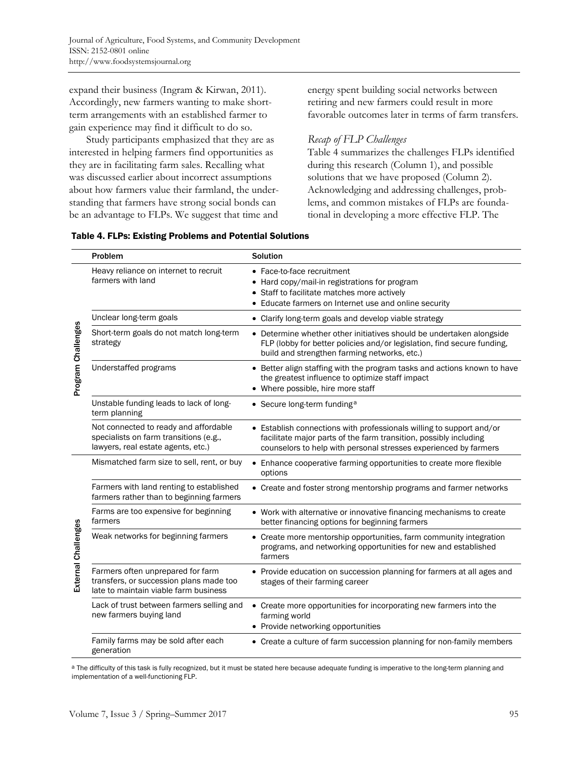expand their business (Ingram & Kirwan, 2011). Accordingly, new farmers wanting to make short-term arrangements with an established farmer to gain experience may find it difficult to do so.

Study participants emphasized that they are as interested in helping farmers find opportunities as they are in facilitating farm sales. Recalling what was discussed earlier about incorrect assumptions about how farmers value their farmland, the understanding that farmers have strong social bonds can be an advantage to FLPs. We suggest that time and energy spent building social networks between retiring and new farmers could result in more favorable outcomes later in terms of farm transfers.

### *Recap of FLP Challenges*

Table 4 summarizes the challenges FLPs identified during this research (Column 1), and possible solutions that we have proposed (Column 2). Acknowledging and addressing challenges, problems, and common mistakes of FLPs are foundational in developing a more effective FLP. The

**Table 4. FLPs: Existing Problems and Potential Solutions**

| | Problem | Solution |
|---|---|---|
| Program Challenges | Heavy reliance on internet to recruit farmers with land | • Face-to-face recruitment<br>• Hard copy/mail-in registrations for program<br>• Staff to facilitate matches more actively<br>• Educate farmers on Internet use and online security |
| | Unclear long-term goals | • Clarify long-term goals and develop viable strategy |
| | Short-term goals do not match long-term strategy | • Determine whether other initiatives should be undertaken alongside FLP (lobby for better policies and/or legislation, find secure funding, build and strengthen farming networks, etc.) |
| | Understaffed programs | • Better align staffing with the program tasks and actions known to have the greatest influence to optimize staff impact<br>• Where possible, hire more staff |
| | Unstable funding leads to lack of long-term planning | • Secure long-term funding[a] |
| | Not connected to ready and affordable specialists on farm transitions (e.g., lawyers, real estate agents, etc.) | • Establish connections with professionals willing to support and/or facilitate major parts of the farm transition, possibly including counselors to help with personal stresses experienced by farmers |
| External Challenges | Mismatched farm size to sell, rent, or buy | • Enhance cooperative farming opportunities to create more flexible options |
| | Farmers with land renting to established farmers rather than to beginning farmers | • Create and foster strong mentorship programs and farmer networks |
| | Farms are too expensive for beginning farmers | • Work with alternative or innovative financing mechanisms to create better financing options for beginning farmers |
| | Weak networks for beginning farmers | • Create more mentorship opportunities, farm community integration programs, and networking opportunities for new and established farmers |
| | Farmers often unprepared for farm transfers, or succession plans made too late to maintain viable farm business | • Provide education on succession planning for farmers at all ages and stages of their farming career |
| | Lack of trust between farmers selling and new farmers buying land | • Create more opportunities for incorporating new farmers into the farming world<br>• Provide networking opportunities |
| | Family farms may be sold after each generation | • Create a culture of farm succession planning for non-family members |

[a] The difficulty of this task is fully recognized, but it must be stated here because adequate funding is imperative to the long-term planning and implementation of a well-functioning FLP.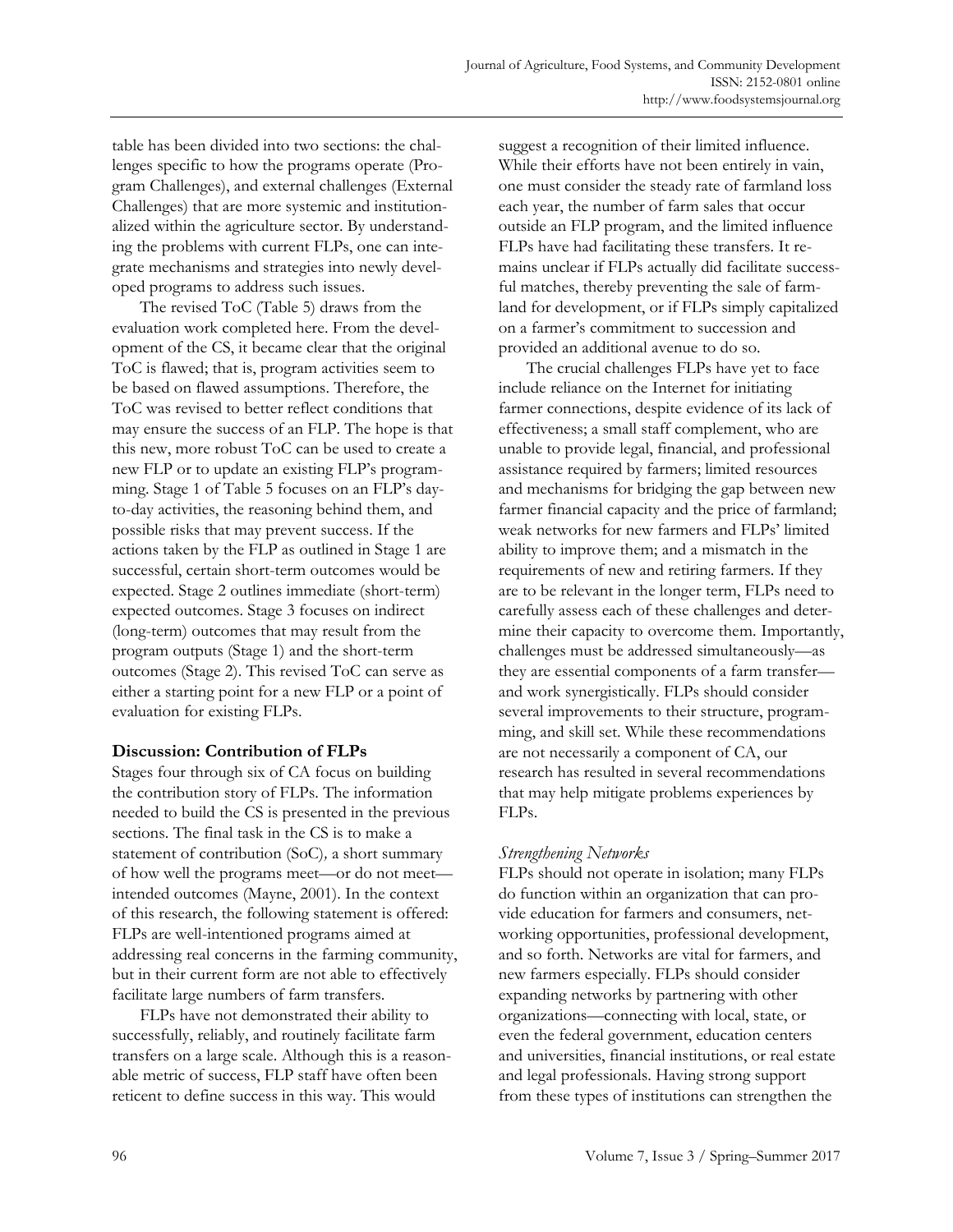table has been divided into two sections: the challenges specific to how the programs operate (Program Challenges), and external challenges (External Challenges) that are more systemic and institutionalized within the agriculture sector. By understanding the problems with current FLPs, one can integrate mechanisms and strategies into newly developed programs to address such issues.

The revised ToC (Table 5) draws from the evaluation work completed here. From the development of the CS, it became clear that the original ToC is flawed; that is, program activities seem to be based on flawed assumptions. Therefore, the ToC was revised to better reflect conditions that may ensure the success of an FLP. The hope is that this new, more robust ToC can be used to create a new FLP or to update an existing FLP's programming. Stage 1 of Table 5 focuses on an FLP's day-to-day activities, the reasoning behind them, and possible risks that may prevent success. If the actions taken by the FLP as outlined in Stage 1 are successful, certain short-term outcomes would be expected. Stage 2 outlines immediate (short-term) expected outcomes. Stage 3 focuses on indirect (long-term) outcomes that may result from the program outputs (Stage 1) and the short-term outcomes (Stage 2). This revised ToC can serve as either a starting point for a new FLP or a point of evaluation for existing FLPs.

## Discussion: Contribution of FLPs

Stages four through six of CA focus on building the contribution story of FLPs. The information needed to build the CS is presented in the previous sections. The final task in the CS is to make a statement of contribution (SoC), a short summary of how well the programs meet—or do not meet—intended outcomes (Mayne, 2001). In the context of this research, the following statement is offered: FLPs are well-intentioned programs aimed at addressing real concerns in the farming community, but in their current form are not able to effectively facilitate large numbers of farm transfers.

FLPs have not demonstrated their ability to successfully, reliably, and routinely facilitate farm transfers on a large scale. Although this is a reasonable metric of success, FLP staff have often been reticent to define success in this way. This would suggest a recognition of their limited influence. While their efforts have not been entirely in vain, one must consider the steady rate of farmland loss each year, the number of farm sales that occur outside an FLP program, and the limited influence FLPs have had facilitating these transfers. It remains unclear if FLPs actually did facilitate successful matches, thereby preventing the sale of farmland for development, or if FLPs simply capitalized on a farmer's commitment to succession and provided an additional avenue to do so.

The crucial challenges FLPs have yet to face include reliance on the Internet for initiating farmer connections, despite evidence of its lack of effectiveness; a small staff complement, who are unable to provide legal, financial, and professional assistance required by farmers; limited resources and mechanisms for bridging the gap between new farmer financial capacity and the price of farmland; weak networks for new farmers and FLPs' limited ability to improve them; and a mismatch in the requirements of new and retiring farmers. If they are to be relevant in the longer term, FLPs need to carefully assess each of these challenges and determine their capacity to overcome them. Importantly, challenges must be addressed simultaneously—as they are essential components of a farm transfer—and work synergistically. FLPs should consider several improvements to their structure, programming, and skill set. While these recommendations are not necessarily a component of CA, our research has resulted in several recommendations that may help mitigate problems experiences by FLPs.

### *Strengthening Networks*

FLPs should not operate in isolation; many FLPs do function within an organization that can provide education for farmers and consumers, networking opportunities, professional development, and so forth. Networks are vital for farmers, and new farmers especially. FLPs should consider expanding networks by partnering with other organizations—connecting with local, state, or even the federal government, education centers and universities, financial institutions, or real estate and legal professionals. Having strong support from these types of institutions can strengthen the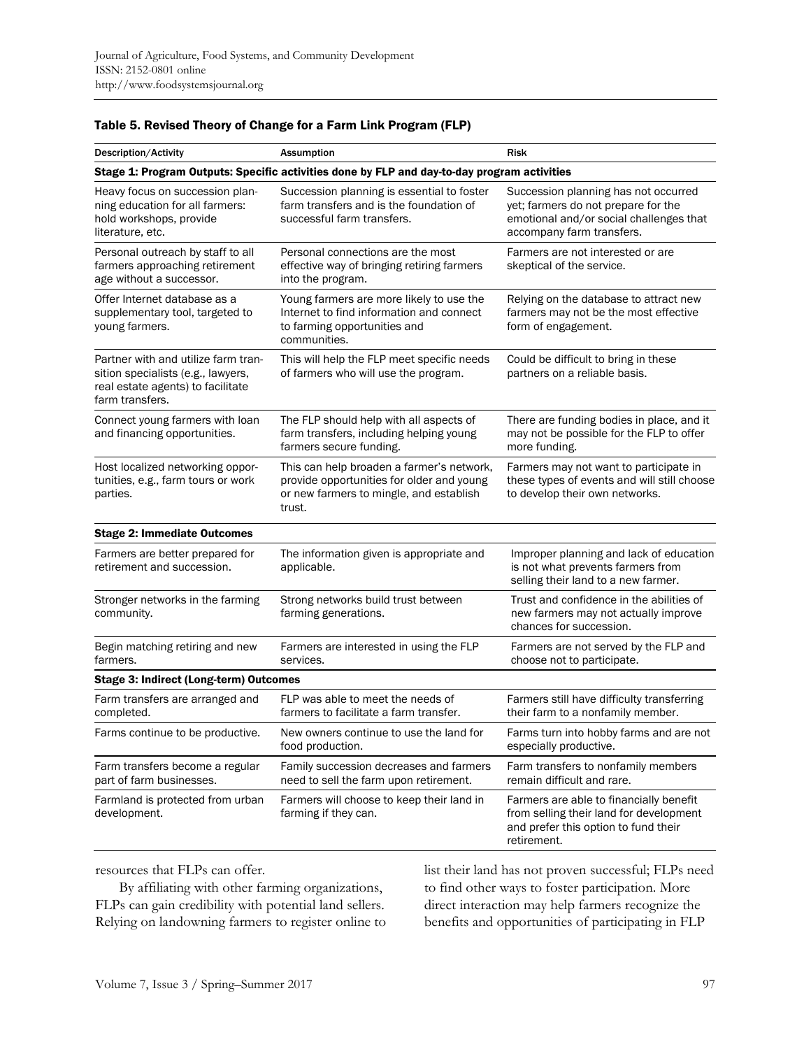**Table 5. Revised Theory of Change for a Farm Link Program (FLP)**

| Description/Activity | Assumption | Risk |
|---|---|---|
| **Stage 1: Program Outputs: Specific activities done by FLP and day-to-day program activities** | | |
| Heavy focus on succession planning education for all farmers: hold workshops, provide literature, etc. | Succession planning is essential to foster farm transfers and is the foundation of successful farm transfers. | Succession planning has not occurred yet; farmers do not prepare for the emotional and/or social challenges that accompany farm transfers. |
| Personal outreach by staff to all farmers approaching retirement age without a successor. | Personal connections are the most effective way of bringing retiring farmers into the program. | Farmers are not interested or are skeptical of the service. |
| Offer Internet database as a supplementary tool, targeted to young farmers. | Young farmers are more likely to use the Internet to find information and connect to farming opportunities and communities. | Relying on the database to attract new farmers may not be the most effective form of engagement. |
| Partner with and utilize farm transition specialists (e.g., lawyers, real estate agents) to facilitate farm transfers. | This will help the FLP meet specific needs of farmers who will use the program. | Could be difficult to bring in these partners on a reliable basis. |
| Connect young farmers with loan and financing opportunities. | The FLP should help with all aspects of farm transfers, including helping young farmers secure funding. | There are funding bodies in place, and it may not be possible for the FLP to offer more funding. |
| Host localized networking opportunities, e.g., farm tours or work parties. | This can help broaden a farmer's network, provide opportunities for older and young or new farmers to mingle, and establish trust. | Farmers may not want to participate in these types of events and will still choose to develop their own networks. |
| **Stage 2: Immediate Outcomes** | | |
| Farmers are better prepared for retirement and succession. | The information given is appropriate and applicable. | Improper planning and lack of education is not what prevents farmers from selling their land to a new farmer. |
| Stronger networks in the farming community. | Strong networks build trust between farming generations. | Trust and confidence in the abilities of new farmers may not actually improve chances for succession. |
| Begin matching retiring and new farmers. | Farmers are interested in using the FLP services. | Farmers are not served by the FLP and choose not to participate. |
| **Stage 3: Indirect (Long-term) Outcomes** | | |
| Farm transfers are arranged and completed. | FLP was able to meet the needs of farmers to facilitate a farm transfer. | Farmers still have difficulty transferring their farm to a nonfamily member. |
| Farms continue to be productive. | New owners continue to use the land for food production. | Farms turn into hobby farms and are not especially productive. |
| Farm transfers become a regular part of farm businesses. | Family succession decreases and farmers need to sell the farm upon retirement. | Farm transfers to nonfamily members remain difficult and rare. |
| Farmland is protected from urban development. | Farmers will choose to keep their land in farming if they can. | Farmers are able to financially benefit from selling their land for development and prefer this option to fund their retirement. |

resources that FLPs can offer.

By affiliating with other farming organizations, FLPs can gain credibility with potential land sellers. Relying on landowning farmers to register online to list their land has not proven successful; FLPs need to find other ways to foster participation. More direct interaction may help farmers recognize the benefits and opportunities of participating in FLP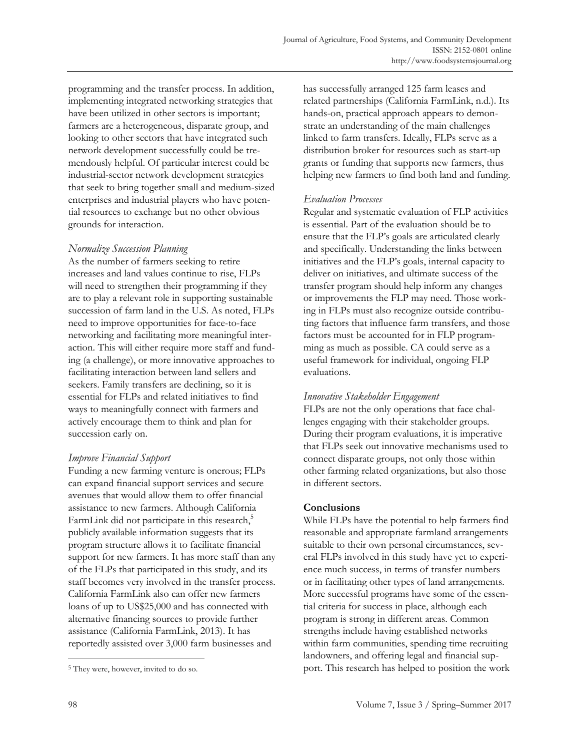programming and the transfer process. In addition, implementing integrated networking strategies that have been utilized in other sectors is important; farmers are a heterogeneous, disparate group, and looking to other sectors that have integrated such network development successfully could be tremendously helpful. Of particular interest could be industrial-sector network development strategies that seek to bring together small and medium-sized enterprises and industrial players who have potential resources to exchange but no other obvious grounds for interaction.

### *Normalize Succession Planning*

As the number of farmers seeking to retire increases and land values continue to rise, FLPs will need to strengthen their programming if they are to play a relevant role in supporting sustainable succession of farm land in the U.S. As noted, FLPs need to improve opportunities for face-to-face networking and facilitating more meaningful interaction. This will either require more staff and funding (a challenge), or more innovative approaches to facilitating interaction between land sellers and seekers. Family transfers are declining, so it is essential for FLPs and related initiatives to find ways to meaningfully connect with farmers and actively encourage them to think and plan for succession early on.

### *Improve Financial Support*

Funding a new farming venture is onerous; FLPs can expand financial support services and secure avenues that would allow them to offer financial assistance to new farmers. Although California FarmLink did not participate in this research,[5] publicly available information suggests that its program structure allows it to facilitate financial support for new farmers. It has more staff than any of the FLPs that participated in this study, and its staff becomes very involved in the transfer process. California FarmLink also can offer new farmers loans of up to US$25,000 and has connected with alternative financing sources to provide further assistance (California FarmLink, 2013). It has reportedly assisted over 3,000 farm businesses and has successfully arranged 125 farm leases and related partnerships (California FarmLink, n.d.). Its hands-on, practical approach appears to demonstrate an understanding of the main challenges linked to farm transfers. Ideally, FLPs serve as a distribution broker for resources such as start-up grants or funding that supports new farmers, thus helping new farmers to find both land and funding.

### *Evaluation Processes*

Regular and systematic evaluation of FLP activities is essential. Part of the evaluation should be to ensure that the FLP's goals are articulated clearly and specifically. Understanding the links between initiatives and the FLP's goals, internal capacity to deliver on initiatives, and ultimate success of the transfer program should help inform any changes or improvements the FLP may need. Those working in FLPs must also recognize outside contributing factors that influence farm transfers, and those factors must be accounted for in FLP programming as much as possible. CA could serve as a useful framework for individual, ongoing FLP evaluations.

### *Innovative Stakeholder Engagement*

FLPs are not the only operations that face challenges engaging with their stakeholder groups. During their program evaluations, it is imperative that FLPs seek out innovative mechanisms used to connect disparate groups, not only those within other farming related organizations, but also those in different sectors.

## Conclusions

While FLPs have the potential to help farmers find reasonable and appropriate farmland arrangements suitable to their own personal circumstances, several FLPs involved in this study have yet to experience much success, in terms of transfer numbers or in facilitating other types of land arrangements. More successful programs have some of the essential criteria for success in place, although each program is strong in different areas. Common strengths include having established networks within farm communities, spending time recruiting landowners, and offering legal and financial support. This research has helped to position the work

[5] They were, however, invited to do so.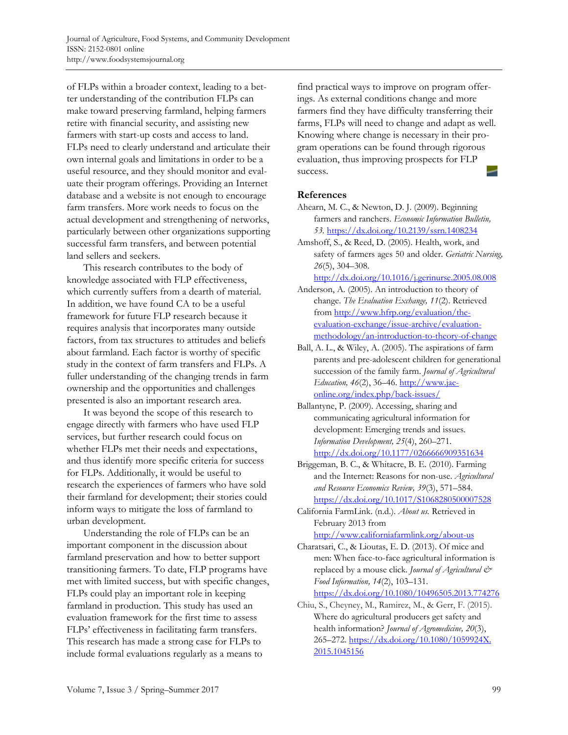of FLPs within a broader context, leading to a better understanding of the contribution FLPs can make toward preserving farmland, helping farmers retire with financial security, and assisting new farmers with start-up costs and access to land. FLPs need to clearly understand and articulate their own internal goals and limitations in order to be a useful resource, and they should monitor and evaluate their program offerings. Providing an Internet database and a website is not enough to encourage farm transfers. More work needs to focus on the actual development and strengthening of networks, particularly between other organizations supporting successful farm transfers, and between potential land sellers and seekers.

This research contributes to the body of knowledge associated with FLP effectiveness, which currently suffers from a dearth of material. In addition, we have found CA to be a useful framework for future FLP research because it requires analysis that incorporates many outside factors, from tax structures to attitudes and beliefs about farmland. Each factor is worthy of specific study in the context of farm transfers and FLPs. A fuller understanding of the changing trends in farm ownership and the opportunities and challenges presented is also an important research area.

It was beyond the scope of this research to engage directly with farmers who have used FLP services, but further research could focus on whether FLPs met their needs and expectations, and thus identify more specific criteria for success for FLPs. Additionally, it would be useful to research the experiences of farmers who have sold their farmland for development; their stories could inform ways to mitigate the loss of farmland to urban development.

Understanding the role of FLPs can be an important component in the discussion about farmland preservation and how to better support transitioning farmers. To date, FLP programs have met with limited success, but with specific changes, FLPs could play an important role in keeping farmland in production. This study has used an evaluation framework for the first time to assess FLPs' effectiveness in facilitating farm transfers. This research has made a strong case for FLPs to include formal evaluations regularly as a means to find practical ways to improve on program offerings. As external conditions change and more farmers find they have difficulty transferring their farms, FLPs will need to change and adapt as well. Knowing where change is necessary in their program operations can be found through rigorous evaluation, thus improving prospects for FLP success.

## References

Ahearn, M. C., & Newton, D. J. (2009). Beginning farmers and ranchers. *Economic Information Bulletin, 53.* https://dx.doi.org/10.2139/ssrn.1408234

Amshoff, S., & Reed, D. (2005). Health, work, and safety of farmers ages 50 and older. *Geriatric Nursing, 26*(5), 304–308. http://dx.doi.org/10.1016/j.gerinurse.2005.08.008

Anderson, A. (2005). An introduction to theory of change. *The Evaluation Exchange, 11*(2). Retrieved from http://www.hfrp.org/evaluation/the-evaluation-exchange/issue-archive/evaluation-methodology/an-introduction-to-theory-of-change

Ball, A. L., & Wiley, A. (2005). The aspirations of farm parents and pre-adolescent children for generational succession of the family farm. *Journal of Agricultural Education, 46*(2), 36–46. http://www.jae-online.org/index.php/back-issues/

Ballantyne, P. (2009). Accessing, sharing and communicating agricultural information for development: Emerging trends and issues. *Information Development, 25*(4), 260–271. http://dx.doi.org/10.1177/0266666909351634

Briggeman, B. C., & Whitacre, B. E. (2010). Farming and the Internet: Reasons for non-use. *Agricultural and Resource Economics Review, 39*(3), 571–584. https://dx.doi.org/10.1017/S1068280500007528

California FarmLink. (n.d.). *About us.* Retrieved in February 2013 from http://www.californiafarmlink.org/about-us

Charatsari, C., & Lioutas, E. D. (2013). Of mice and men: When face-to-face agricultural information is replaced by a mouse click. *Journal of Agricultural & Food Information, 14*(2), 103–131. https://dx.doi.org/10.1080/10496505.2013.774276

Chiu, S., Cheyney, M., Ramirez, M., & Gerr, F. (2015). Where do agricultural producers get safety and health information? *Journal of Agromedicine, 20*(3), 265–272. https://dx.doi.org/10.1080/1059924X.2015.1045156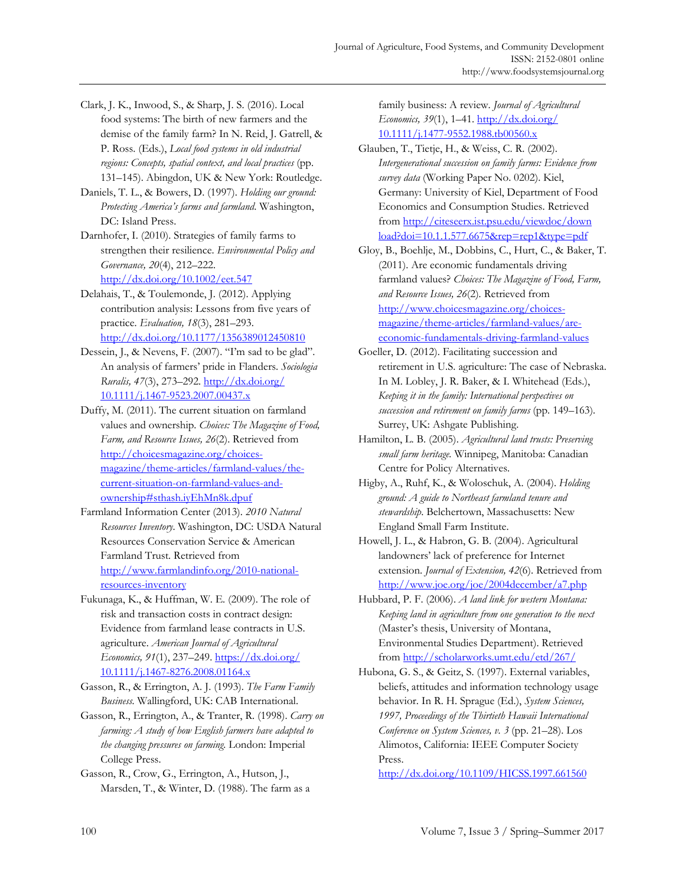Clark, J. K., Inwood, S., & Sharp, J. S. (2016). Local food systems: The birth of new farmers and the demise of the family farm? In N. Reid, J. Gatrell, & P. Ross. (Eds.), *Local food systems in old industrial regions: Concepts, spatial context, and local practices* (pp. 131–145). Abingdon, UK & New York: Routledge.

Daniels, T. L., & Bowers, D. (1997). *Holding our ground: Protecting America's farms and farmland*. Washington, DC: Island Press.

Darnhofer, I. (2010). Strategies of family farms to strengthen their resilience. *Environmental Policy and Governance, 20*(4), 212–222. http://dx.doi.org/10.1002/eet.547

Delahais, T., & Toulemonde, J. (2012). Applying contribution analysis: Lessons from five years of practice. *Evaluation, 18*(3), 281–293. http://dx.doi.org/10.1177/1356389012450810

Dessein, J., & Nevens, F. (2007). "I'm sad to be glad". An analysis of farmers' pride in Flanders. *Sociologia Ruralis, 47*(3), 273–292. http://dx.doi.org/10.1111/j.1467-9523.2007.00437.x

Duffy, M. (2011). The current situation on farmland values and ownership. *Choices: The Magazine of Food, Farm, and Resource Issues, 26*(2). Retrieved from http://choicesmagazine.org/choices-magazine/theme-articles/farmland-values/the-current-situation-on-farmland-values-and-ownership#sthash.iyEhMn8k.dpuf

Farmland Information Center (2013). *2010 Natural Resources Inventory*. Washington, DC: USDA Natural Resources Conservation Service & American Farmland Trust. Retrieved from http://www.farmlandinfo.org/2010-national-resources-inventory

Fukunaga, K., & Huffman, W. E. (2009). The role of risk and transaction costs in contract design: Evidence from farmland lease contracts in U.S. agriculture. *American Journal of Agricultural Economics, 91*(1), 237–249. https://dx.doi.org/10.1111/j.1467-8276.2008.01164.x

Gasson, R., & Errington, A. J. (1993). *The Farm Family Business*. Wallingford, UK: CAB International.

Gasson, R., Errington, A., & Tranter, R. (1998). *Carry on farming: A study of how English farmers have adapted to the changing pressures on farming*. London: Imperial College Press.

Gasson, R., Crow, G., Errington, A., Hutson, J., Marsden, T., & Winter, D. (1988). The farm as a family business: A review. *Journal of Agricultural Economics, 39*(1), 1–41. http://dx.doi.org/10.1111/j.1477-9552.1988.tb00560.x

Glauben, T., Tietje, H., & Weiss, C. R. (2002). *Intergenerational succession on family farms: Evidence from survey data* (Working Paper No. 0202). Kiel, Germany: University of Kiel, Department of Food Economics and Consumption Studies. Retrieved from http://citeseerx.ist.psu.edu/viewdoc/download?doi=10.1.1.577.6675&rep=rep1&type=pdf

Gloy, B., Boehlje, M., Dobbins, C., Hurt, C., & Baker, T. (2011). Are economic fundamentals driving farmland values? *Choices: The Magazine of Food, Farm, and Resource Issues, 26*(2). Retrieved from http://www.choicesmagazine.org/choices-magazine/theme-articles/farmland-values/are-economic-fundamentals-driving-farmland-values

Goeller, D. (2012). Facilitating succession and retirement in U.S. agriculture: The case of Nebraska. In M. Lobley, J. R. Baker, & I. Whitehead (Eds.), *Keeping it in the family: International perspectives on succession and retirement on family farms* (pp. 149–163). Surrey, UK: Ashgate Publishing.

Hamilton, L. B. (2005). *Agricultural land trusts: Preserving small farm heritage*. Winnipeg, Manitoba: Canadian Centre for Policy Alternatives.

Higby, A., Ruhf, K., & Woloschuk, A. (2004). *Holding ground: A guide to Northeast farmland tenure and stewardship*. Belchertown, Massachusetts: New England Small Farm Institute.

Howell, J. L., & Habron, G. B. (2004). Agricultural landowners' lack of preference for Internet extension. *Journal of Extension, 42*(6). Retrieved from http://www.joe.org/joe/2004december/a7.php

Hubbard, P. F. (2006). *A land link for western Montana: Keeping land in agriculture from one generation to the next* (Master's thesis, University of Montana, Environmental Studies Department). Retrieved from http://scholarworks.umt.edu/etd/267/

Hubona, G. S., & Geitz, S. (1997). External variables, beliefs, attitudes and information technology usage behavior. In R. H. Sprague (Ed.), *System Sciences, 1997, Proceedings of the Thirtieth Hawaii International Conference on System Sciences, v. 3* (pp. 21–28). Los Alimotos, California: IEEE Computer Society Press. http://dx.doi.org/10.1109/HICSS.1997.661560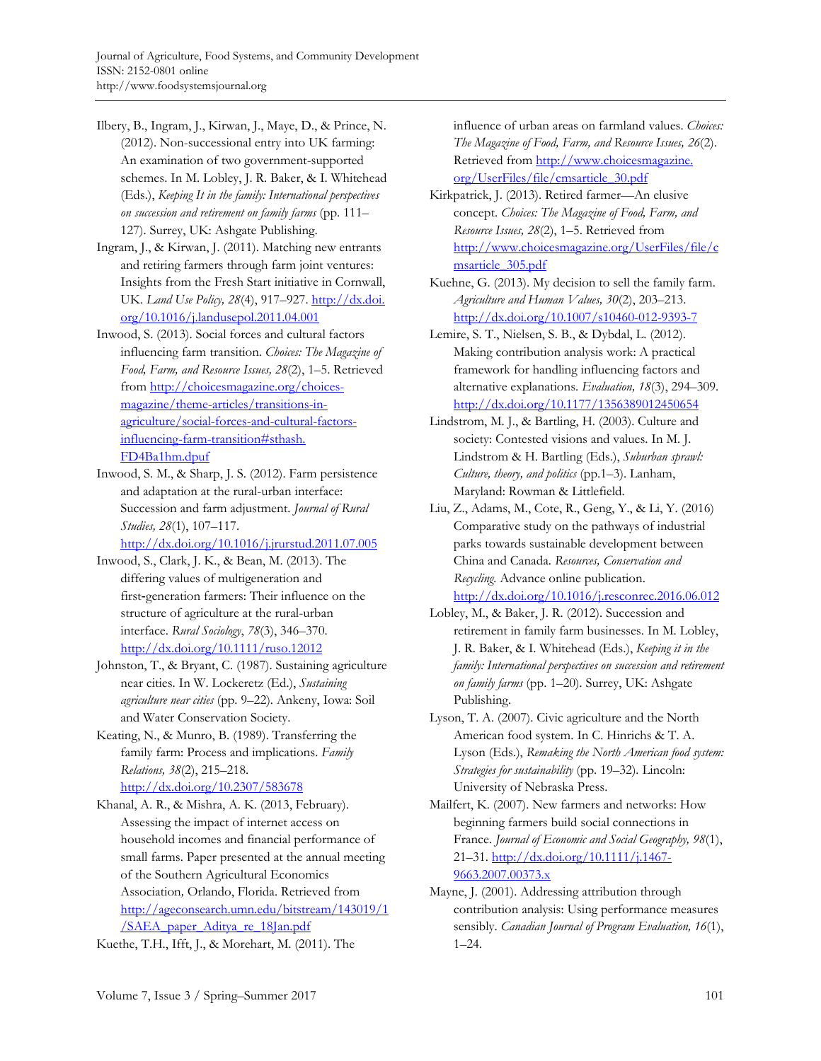Ilbery, B., Ingram, J., Kirwan, J., Maye, D., & Prince, N. (2012). Non-successional entry into UK farming: An examination of two government-supported schemes. In M. Lobley, J. R. Baker, & I. Whitehead (Eds.), *Keeping It in the family: International perspectives on succession and retirement on family farms* (pp. 111–127). Surrey, UK: Ashgate Publishing.

Ingram, J., & Kirwan, J. (2011). Matching new entrants and retiring farmers through farm joint ventures: Insights from the Fresh Start initiative in Cornwall, UK. *Land Use Policy, 28*(4), 917–927. http://dx.doi.org/10.1016/j.landusepol.2011.04.001

Inwood, S. (2013). Social forces and cultural factors influencing farm transition. *Choices: The Magazine of Food, Farm, and Resource Issues, 28*(2), 1–5. Retrieved from http://choicesmagazine.org/choices-magazine/theme-articles/transitions-in-agriculture/social-forces-and-cultural-factors-influencing-farm-transition#sthash.FD4Ba1hm.dpuf

Inwood, S. M., & Sharp, J. S. (2012). Farm persistence and adaptation at the rural-urban interface: Succession and farm adjustment. *Journal of Rural Studies, 28*(1), 107–117. http://dx.doi.org/10.1016/j.jrurstud.2011.07.005

Inwood, S., Clark, J. K., & Bean, M. (2013). The differing values of multigeneration and first-generation farmers: Their influence on the structure of agriculture at the rural-urban interface. *Rural Sociology*, *78*(3), 346–370. http://dx.doi.org/10.1111/ruso.12012

Johnston, T., & Bryant, C. (1987). Sustaining agriculture near cities. In W. Lockeretz (Ed.), *Sustaining agriculture near cities* (pp. 9–22). Ankeny, Iowa: Soil and Water Conservation Society.

Keating, N., & Munro, B. (1989). Transferring the family farm: Process and implications. *Family Relations, 38*(2), 215–218. http://dx.doi.org/10.2307/583678

Khanal, A. R., & Mishra, A. K. (2013, February). Assessing the impact of internet access on household incomes and financial performance of small farms. Paper presented at the annual meeting of the Southern Agricultural Economics Association, Orlando, Florida. Retrieved from http://ageconsearch.umn.edu/bitstream/143019/1/SAEA_paper_Aditya_re_18Jan.pdf

Kuethe, T.H., Ifft, J., & Morehart, M. (2011). The influence of urban areas on farmland values. *Choices: The Magazine of Food, Farm, and Resource Issues, 26*(2). Retrieved from http://www.choicesmagazine.org/UserFiles/file/cmsarticle_30.pdf

Kirkpatrick, J. (2013). Retired farmer—An elusive concept. *Choices: The Magazine of Food, Farm, and Resource Issues, 28*(2), 1–5. Retrieved from http://www.choicesmagazine.org/UserFiles/file/cmsarticle_305.pdf

Kuehne, G. (2013). My decision to sell the family farm. *Agriculture and Human Values, 30*(2), 203–213. http://dx.doi.org/10.1007/s10460-012-9393-7

Lemire, S. T., Nielsen, S. B., & Dybdal, L. (2012). Making contribution analysis work: A practical framework for handling influencing factors and alternative explanations. *Evaluation, 18*(3), 294–309. http://dx.doi.org/10.1177/1356389012450654

Lindstrom, M. J., & Bartling, H. (2003). Culture and society: Contested visions and values. In M. J. Lindstrom & H. Bartling (Eds.), *Suburban sprawl: Culture, theory, and politics* (pp.1–3). Lanham, Maryland: Rowman & Littlefield.

Liu, Z., Adams, M., Cote, R., Geng, Y., & Li, Y. (2016) Comparative study on the pathways of industrial parks towards sustainable development between China and Canada. *Resources, Conservation and Recycling.* Advance online publication. http://dx.doi.org/10.1016/j.resconrec.2016.06.012

Lobley, M., & Baker, J. R. (2012). Succession and retirement in family farm businesses. In M. Lobley, J. R. Baker, & I. Whitehead (Eds.), *Keeping it in the family: International perspectives on succession and retirement on family farms* (pp. 1–20). Surrey, UK: Ashgate Publishing.

Lyson, T. A. (2007). Civic agriculture and the North American food system. In C. Hinrichs & T. A. Lyson (Eds.), *Remaking the North American food system: Strategies for sustainability* (pp. 19–32). Lincoln: University of Nebraska Press.

Mailfert, K. (2007). New farmers and networks: How beginning farmers build social connections in France. *Journal of Economic and Social Geography, 98*(1), 21–31. http://dx.doi.org/10.1111/j.1467-9663.2007.00373.x

Mayne, J. (2001). Addressing attribution through contribution analysis: Using performance measures sensibly. *Canadian Journal of Program Evaluation, 16*(1), 1–24.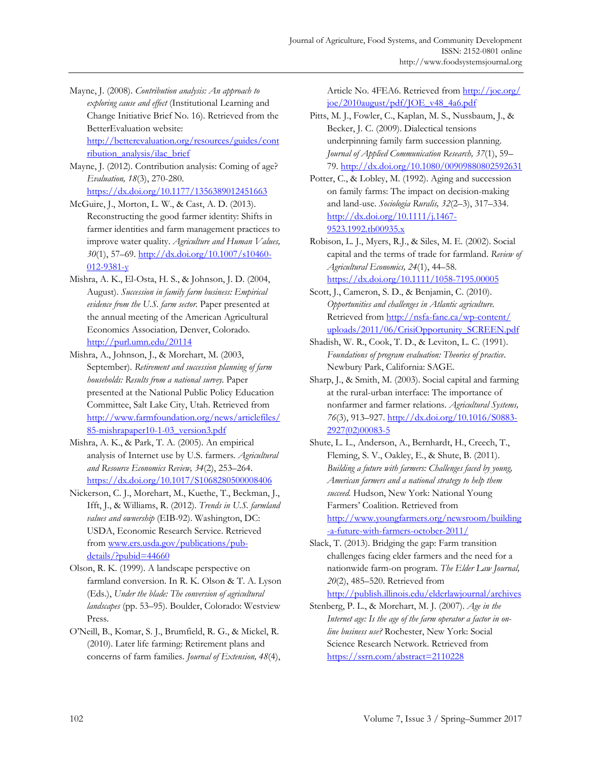Mayne, J. (2008). *Contribution analysis: An approach to exploring cause and effect* (Institutional Learning and Change Initiative Brief No. 16). Retrieved from the BetterEvaluation website: http://betterevaluation.org/resources/guides/contribution_analysis/ilac_brief

Mayne, J. (2012). Contribution analysis: Coming of age? *Evaluation, 18*(3), 270-280. https://dx.doi.org/10.1177/1356389012451663

McGuire, J., Morton, L. W., & Cast, A. D. (2013). Reconstructing the good farmer identity: Shifts in farmer identities and farm management practices to improve water quality. *Agriculture and Human Values, 30*(1), 57–69. http://dx.doi.org/10.1007/s10460-012-9381-y

Mishra, A. K., El-Osta, H. S., & Johnson, J. D. (2004, August). *Succession in family farm business: Empirical evidence from the U.S. farm sector.* Paper presented at the annual meeting of the American Agricultural Economics Association*,* Denver, Colorado. http://purl.umn.edu/20114

Mishra, A., Johnson, J., & Morehart, M. (2003, September). *Retirement and succession planning of farm households: Results from a national survey.* Paper presented at the National Public Policy Education Committee, Salt Lake City, Utah. Retrieved from http://www.farmfoundation.org/news/articlefiles/85-mishrapaper10-1-03_version3.pdf

Mishra, A. K., & Park, T. A. (2005). An empirical analysis of Internet use by U.S. farmers. *Agricultural and Resource Economics Review, 34*(2), 253–264. https://dx.doi.org/10.1017/S1068280500008406

Nickerson, C. J., Morehart, M., Kuethe, T., Beckman, J., Ifft, J., & Williams, R. (2012). *Trends in U.S. farmland values and ownership* (EIB-92). Washington, DC: USDA, Economic Research Service. Retrieved from www.ers.usda.gov/publications/pub-details/?pubid=44660

Olson, R. K. (1999). A landscape perspective on farmland conversion. In R. K. Olson & T. A. Lyson (Eds.), *Under the blade: The conversion of agricultural landscapes* (pp. 53–95). Boulder, Colorado: Westview Press.

O'Neill, B., Komar, S. J., Brumfield, R. G., & Mickel, R. (2010). Later life farming: Retirement plans and concerns of farm families. *Journal of Extension, 48*(4), Article No. 4FEA6. Retrieved from http://joe.org/joe/2010august/pdf/JOE_v48_4a6.pdf

Pitts, M. J., Fowler, C., Kaplan, M. S., Nussbaum, J., & Becker, J. C. (2009). Dialectical tensions underpinning family farm succession planning. *Journal of Applied Communication Research, 37*(1), 59–79. http://dx.doi.org/10.1080/00909880802592631

Potter, C., & Lobley, M. (1992). Aging and succession on family farms: The impact on decision-making and land-use. *Sociologia Ruralis, 32*(2–3), 317–334. http://dx.doi.org/10.1111/j.1467-9523.1992.tb00935.x

Robison, L. J., Myers, R.J., & Siles, M. E. (2002). Social capital and the terms of trade for farmland. *Review of Agricultural Economics, 24*(1), 44–58. https://dx.doi.org/10.1111/1058-7195.00005

Scott, J., Cameron, S. D., & Benjamin, C. (2010). *Opportunities and challenges in Atlantic agriculture.* Retrieved from http://nsfa-fane.ca/wp-content/uploads/2011/06/CrisiOpportunity_SCREEN.pdf

Shadish, W. R., Cook, T. D., & Leviton, L. C. (1991). *Foundations of program evaluation: Theories of practice*. Newbury Park, California: SAGE.

Sharp, J., & Smith, M. (2003). Social capital and farming at the rural-urban interface: The importance of nonfarmer and farmer relations. *Agricultural Systems, 76*(3), 913–927. http://dx.doi.org/10.1016/S0883-2927(02)00083-5

Shute, L. L., Anderson, A., Bernhardt, H., Creech, T., Fleming, S. V., Oakley, E., & Shute, B. (2011). *Building a future with farmers: Challenges faced by young, American farmers and a national strategy to help them succeed.* Hudson, New York: National Young Farmers' Coalition. Retrieved from http://www.youngfarmers.org/newsroom/building-a-future-with-farmers-october-2011/

Slack, T. (2013). Bridging the gap: Farm transition challenges facing elder farmers and the need for a nationwide farm-on program. *The Elder Law Journal, 20*(2), 485–520. Retrieved from http://publish.illinois.edu/elderlawjournal/archives

Stenberg, P. L., & Morehart, M. J. (2007). *Age in the Internet age: Is the age of the farm operator a factor in on-line business use?* Rochester, New York: Social Science Research Network. Retrieved from https://ssrn.com/abstract=2110228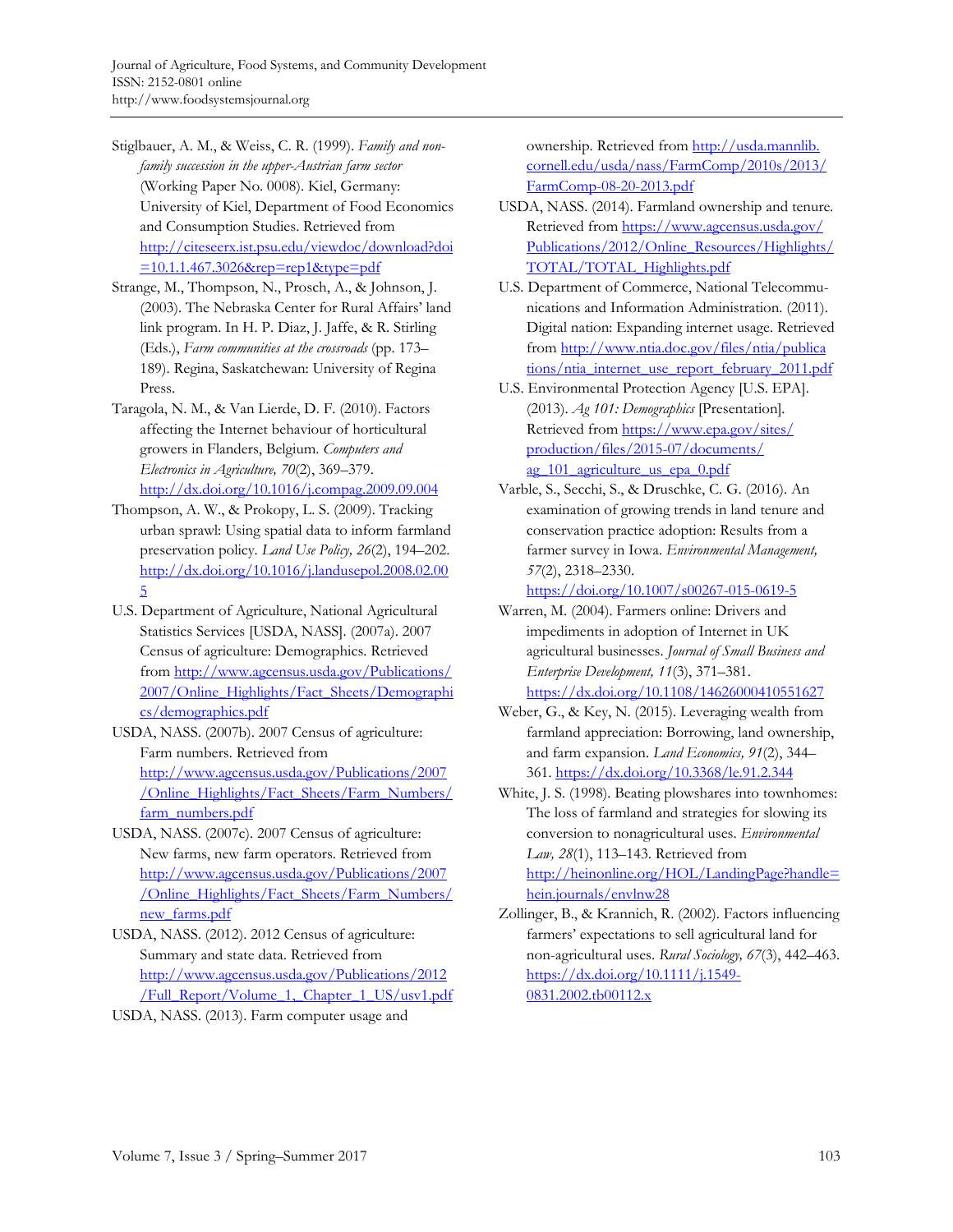Stiglbauer, A. M., & Weiss, C. R. (1999). *Family and non-family succession in the upper-Austrian farm sector* (Working Paper No. 0008). Kiel, Germany: University of Kiel, Department of Food Economics and Consumption Studies. Retrieved from http://citeseerx.ist.psu.edu/viewdoc/download?doi=10.1.1.467.3026&rep=rep1&type=pdf

Strange, M., Thompson, N., Prosch, A., & Johnson, J. (2003). The Nebraska Center for Rural Affairs' land link program. In H. P. Diaz, J. Jaffe, & R. Stirling (Eds.), *Farm communities at the crossroads* (pp. 173–189). Regina, Saskatchewan: University of Regina Press.

Taragola, N. M., & Van Lierde, D. F. (2010). Factors affecting the Internet behaviour of horticultural growers in Flanders, Belgium. *Computers and Electronics in Agriculture, 70*(2), 369–379. http://dx.doi.org/10.1016/j.compag.2009.09.004

Thompson, A. W., & Prokopy, L. S. (2009). Tracking urban sprawl: Using spatial data to inform farmland preservation policy. *Land Use Policy, 26*(2), 194–202. http://dx.doi.org/10.1016/j.landusepol.2008.02.005

U.S. Department of Agriculture, National Agricultural Statistics Services [USDA, NASS]. (2007a). 2007 Census of agriculture: Demographics. Retrieved from http://www.agcensus.usda.gov/Publications/2007/Online_Highlights/Fact_Sheets/Demographics/demographics.pdf

USDA, NASS. (2007b). 2007 Census of agriculture: Farm numbers. Retrieved from http://www.agcensus.usda.gov/Publications/2007/Online_Highlights/Fact_Sheets/Farm_Numbers/farm_numbers.pdf

USDA, NASS. (2007c). 2007 Census of agriculture: New farms, new farm operators. Retrieved from http://www.agcensus.usda.gov/Publications/2007/Online_Highlights/Fact_Sheets/Farm_Numbers/new_farms.pdf

USDA, NASS. (2012). 2012 Census of agriculture: Summary and state data. Retrieved from http://www.agcensus.usda.gov/Publications/2012/Full_Report/Volume_1,_Chapter_1_US/usv1.pdf

USDA, NASS. (2013). Farm computer usage and ownership. Retrieved from http://usda.mannlib.cornell.edu/usda/nass/FarmComp/2010s/2013/FarmComp-08-20-2013.pdf

USDA, NASS. (2014). Farmland ownership and tenure. Retrieved from https://www.agcensus.usda.gov/Publications/2012/Online_Resources/Highlights/TOTAL/TOTAL_Highlights.pdf

U.S. Department of Commerce, National Telecommunications and Information Administration. (2011). Digital nation: Expanding internet usage. Retrieved from http://www.ntia.doc.gov/files/ntia/publications/ntia_internet_use_report_february_2011.pdf

U.S. Environmental Protection Agency [U.S. EPA]. (2013). *Ag 101: Demographics* [Presentation]. Retrieved from https://www.epa.gov/sites/production/files/2015-07/documents/ag_101_agriculture_us_epa_0.pdf

Varble, S., Secchi, S., & Druschke, C. G. (2016). An examination of growing trends in land tenure and conservation practice adoption: Results from a farmer survey in Iowa. *Environmental Management, 57*(2), 2318–2330. https://doi.org/10.1007/s00267-015-0619-5

Warren, M. (2004). Farmers online: Drivers and impediments in adoption of Internet in UK agricultural businesses. *Journal of Small Business and Enterprise Development, 11*(3), 371–381. https://dx.doi.org/10.1108/14626000410551627

Weber, G., & Key, N. (2015). Leveraging wealth from farmland appreciation: Borrowing, land ownership, and farm expansion. *Land Economics, 91*(2), 344–361. https://dx.doi.org/10.3368/le.91.2.344

White, J. S. (1998). Beating plowshares into townhomes: The loss of farmland and strategies for slowing its conversion to nonagricultural uses. *Environmental Law, 28*(1), 113–143. Retrieved from http://heinonline.org/HOL/LandingPage?handle=hein.journals/envlnw28

Zollinger, B., & Krannich, R. (2002). Factors influencing farmers' expectations to sell agricultural land for non-agricultural uses. *Rural Sociology, 67*(3), 442–463. https://dx.doi.org/10.1111/j.1549-0831.2002.tb00112.x